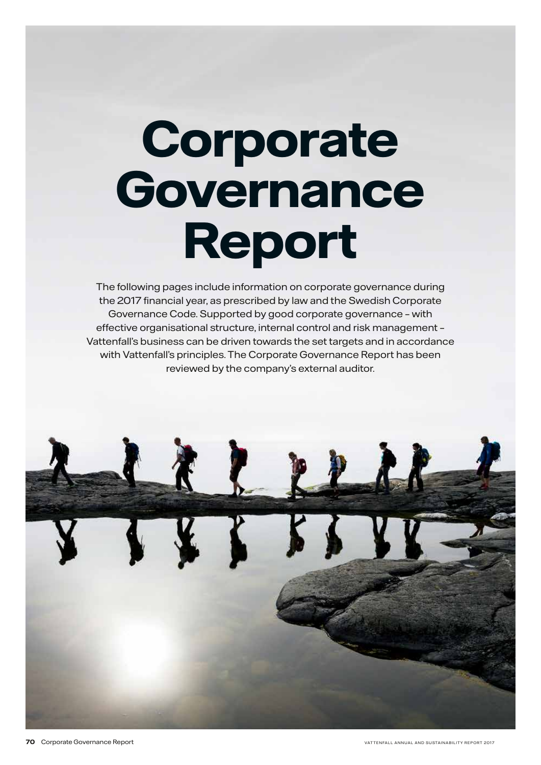# Corporate Governance Report

The following pages include information on corporate governance during the 2017 financial year, as prescribed by law and the Swedish Corporate Governance Code. Supported by good corporate governance – with effective organisational structure, internal control and risk management – Vattenfall's business can be driven towards the set targets and in accordance with Vattenfall's principles. The Corporate Governance Report has been reviewed by the company's external auditor.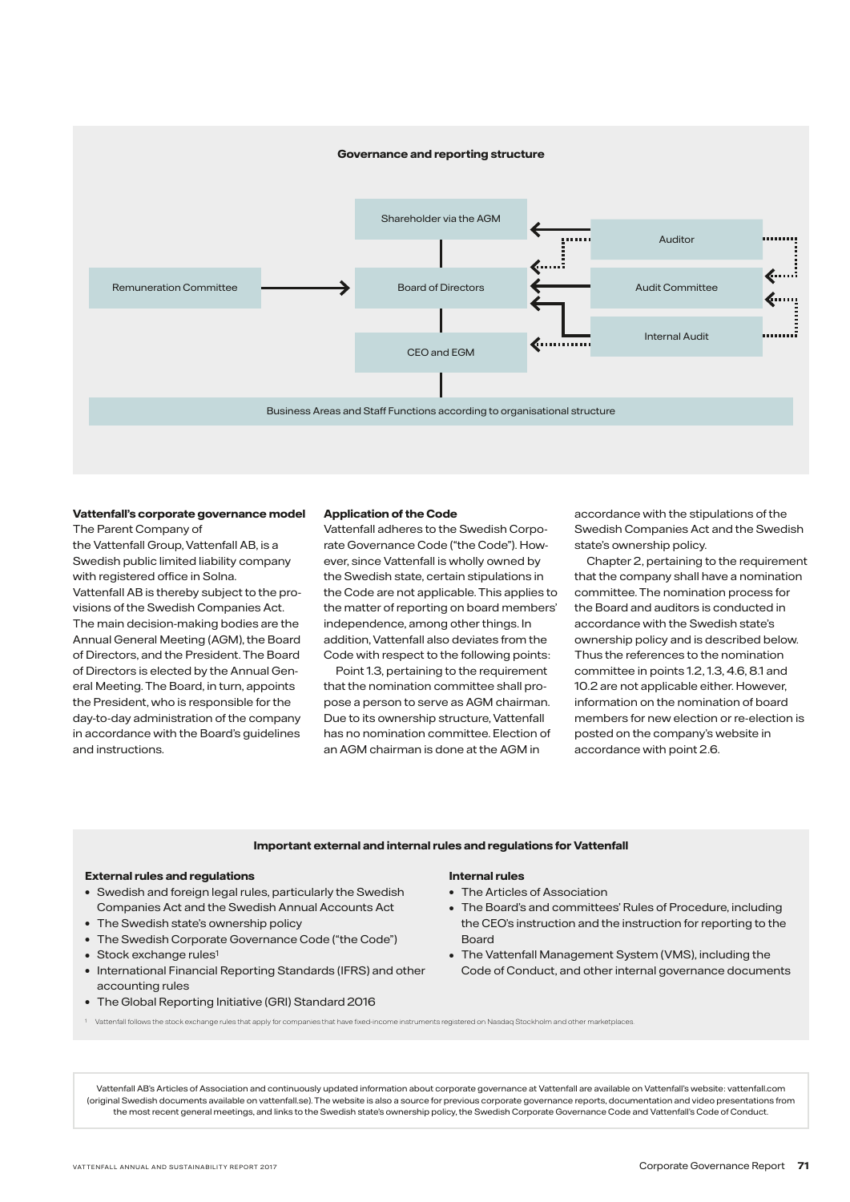**Governance and reporting structure**

Shareholder via the AGM

Remuneration Committee

Board of Directors

Auditor

Audit Committee

Internal Audit

CEO and EGM

Business Areas and Staff Functions according to organisational structure

**Vattenfall's corporate governance model**

The Parent Company of the Vattenfall Group, Vattenfall AB, is a Swedish public limited liability company with registered office in Solna. Vattenfall AB is thereby subject to the provisions of the Swedish Companies Act. The main decision-making bodies are the Annual General Meeting (AGM), the Board of Directors, and the President. The Board of Directors is elected by the Annual General Meeting. The Board, in turn, appoints the President, who is responsible for the day-to-day administration of the company in accordance with the Board's guidelines and instructions.

**Application of the Code**

Vattenfall adheres to the Swedish Corporate Governance Code ("the Code"). However, since Vattenfall is wholly owned by the Swedish state, certain stipulations in the Code are not applicable. This applies to the matter of reporting on board members' independence, among other things. In addition, Vattenfall also deviates from the Code with respect to the following points:

Point 1.3, pertaining to the requirement that the nomination committee shall propose a person to serve as AGM chairman. Due to its ownership structure, Vattenfall has no nomination committee. Election of an AGM chairman is done at the AGM in accordance with the stipulations of the Swedish Companies Act and the Swedish state's ownership policy.

Chapter 2, pertaining to the requirement that the company shall have a nomination committee. The nomination process for the Board and auditors is conducted in accordance with the Swedish state's ownership policy and is described below. Thus the references to the nomination committee in points 1.2, 1.3, 4.6, 8.1 and 10.2 are not applicable either. However, information on the nomination of board members for new election or re-election is posted on the company's website in accordance with point 2.6.

**Important external and internal rules and regulations for Vattenfall**

**External rules and regulations**

- Swedish and foreign legal rules, particularly the Swedish Companies Act and the Swedish Annual Accounts Act
- The Swedish state's ownership policy
- The Swedish Corporate Governance Code ("the Code")
- Stock exchange rules[1]
- International Financial Reporting Standards (IFRS) and other accounting rules
- The Global Reporting Initiative (GRI) Standard 2016

**Internal rules**

- The Articles of Association
- The Board's and committees' Rules of Procedure, including the CEO's instruction and the instruction for reporting to the Board
- The Vattenfall Management System (VMS), including the Code of Conduct, and other internal governance documents

[1] Vattenfall follows the stock exchange rules that apply for companies that have fixed-income instruments registered on Nasdaq Stockholm and other marketplaces.

Vattenfall AB's Articles of Association and continuously updated information about corporate governance at Vattenfall are available on Vattenfall's website: vattenfall.com (original Swedish documents available on vattenfall.se). The website is also a source for previous corporate governance reports, documentation and video presentations from the most recent general meetings, and links to the Swedish state's ownership policy, the Swedish Corporate Governance Code and Vattenfall's Code of Conduct.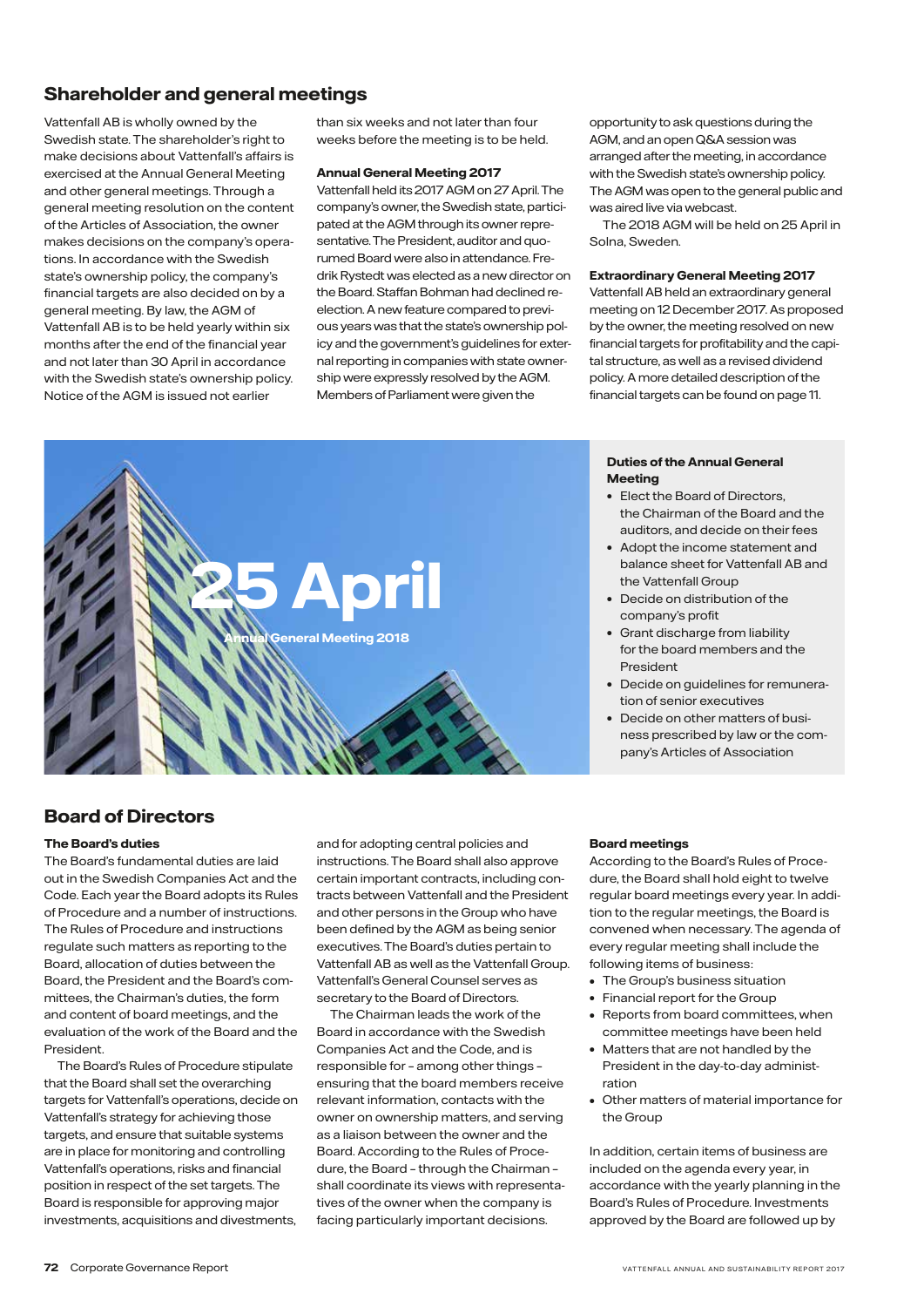## Shareholder and general meetings

Vattenfall AB is wholly owned by the Swedish state. The shareholder's right to make decisions about Vattenfall's affairs is exercised at the Annual General Meeting and other general meetings. Through a general meeting resolution on the content of the Articles of Association, the owner makes decisions on the company's operations. In accordance with the Swedish state's ownership policy, the company's financial targets are also decided on by a general meeting. By law, the AGM of Vattenfall AB is to be held yearly within six months after the end of the financial year and not later than 30 April in accordance with the Swedish state's ownership policy. Notice of the AGM is issued not earlier than six weeks and not later than four weeks before the meeting is to be held.

### Annual General Meeting 2017

Vattenfall held its 2017 AGM on 27 April. The company's owner, the Swedish state, participated at the AGM through its owner representative. The President, auditor and quorumed Board were also in attendance. Fredrik Rystedt was elected as a new director on the Board. Staffan Bohman had declined re-election. A new feature compared to previous years was that the state's ownership policy and the government's guidelines for external reporting in companies with state ownership were expressly resolved by the AGM. Members of Parliament were given the opportunity to ask questions during the AGM, and an open Q&A session was arranged after the meeting, in accordance with the Swedish state's ownership policy. The AGM was open to the general public and was aired live via webcast.

The 2018 AGM will be held on 25 April in Solna, Sweden.

### Extraordinary General Meeting 2017

Vattenfall AB held an extraordinary general meeting on 12 December 2017. As proposed by the owner, the meeting resolved on new financial targets for profitability and the capital structure, as well as a revised dividend policy. A more detailed description of the financial targets can be found on page 11.

**25 April**

**Annual General Meeting 2018**

### Duties of the Annual General Meeting

- Elect the Board of Directors, the Chairman of the Board and the auditors, and decide on their fees
- Adopt the income statement and balance sheet for Vattenfall AB and the Vattenfall Group
- Decide on distribution of the company's profit
- Grant discharge from liability for the board members and the President
- Decide on guidelines for remuneration of senior executives
- Decide on other matters of business prescribed by law or the company's Articles of Association

## Board of Directors

### The Board's duties

The Board's fundamental duties are laid out in the Swedish Companies Act and the Code. Each year the Board adopts its Rules of Procedure and a number of instructions. The Rules of Procedure and instructions regulate such matters as reporting to the Board, allocation of duties between the Board, the President and the Board's committees, the Chairman's duties, the form and content of board meetings, and the evaluation of the work of the Board and the President.

The Board's Rules of Procedure stipulate that the Board shall set the overarching targets for Vattenfall's operations, decide on Vattenfall's strategy for achieving those targets, and ensure that suitable systems are in place for monitoring and controlling Vattenfall's operations, risks and financial position in respect of the set targets. The Board is responsible for approving major investments, acquisitions and divestments, and for adopting central policies and instructions. The Board shall also approve certain important contracts, including contracts between Vattenfall and the President and other persons in the Group who have been defined by the AGM as being senior executives. The Board's duties pertain to Vattenfall AB as well as the Vattenfall Group. Vattenfall's General Counsel serves as secretary to the Board of Directors.

The Chairman leads the work of the Board in accordance with the Swedish Companies Act and the Code, and is responsible for – among other things – ensuring that the board members receive relevant information, contacts with the owner on ownership matters, and serving as a liaison between the owner and the Board. According to the Rules of Procedure, the Board – through the Chairman – shall coordinate its views with representatives of the owner when the company is facing particularly important decisions.

### Board meetings

According to the Board's Rules of Procedure, the Board shall hold eight to twelve regular board meetings every year. In addition to the regular meetings, the Board is convened when necessary. The agenda of every regular meeting shall include the following items of business:

- The Group's business situation
- Financial report for the Group
- Reports from board committees, when committee meetings have been held
- Matters that are not handled by the President in the day-to-day administration
- Other matters of material importance for the Group

In addition, certain items of business are included on the agenda every year, in accordance with the yearly planning in the Board's Rules of Procedure. Investments approved by the Board are followed up by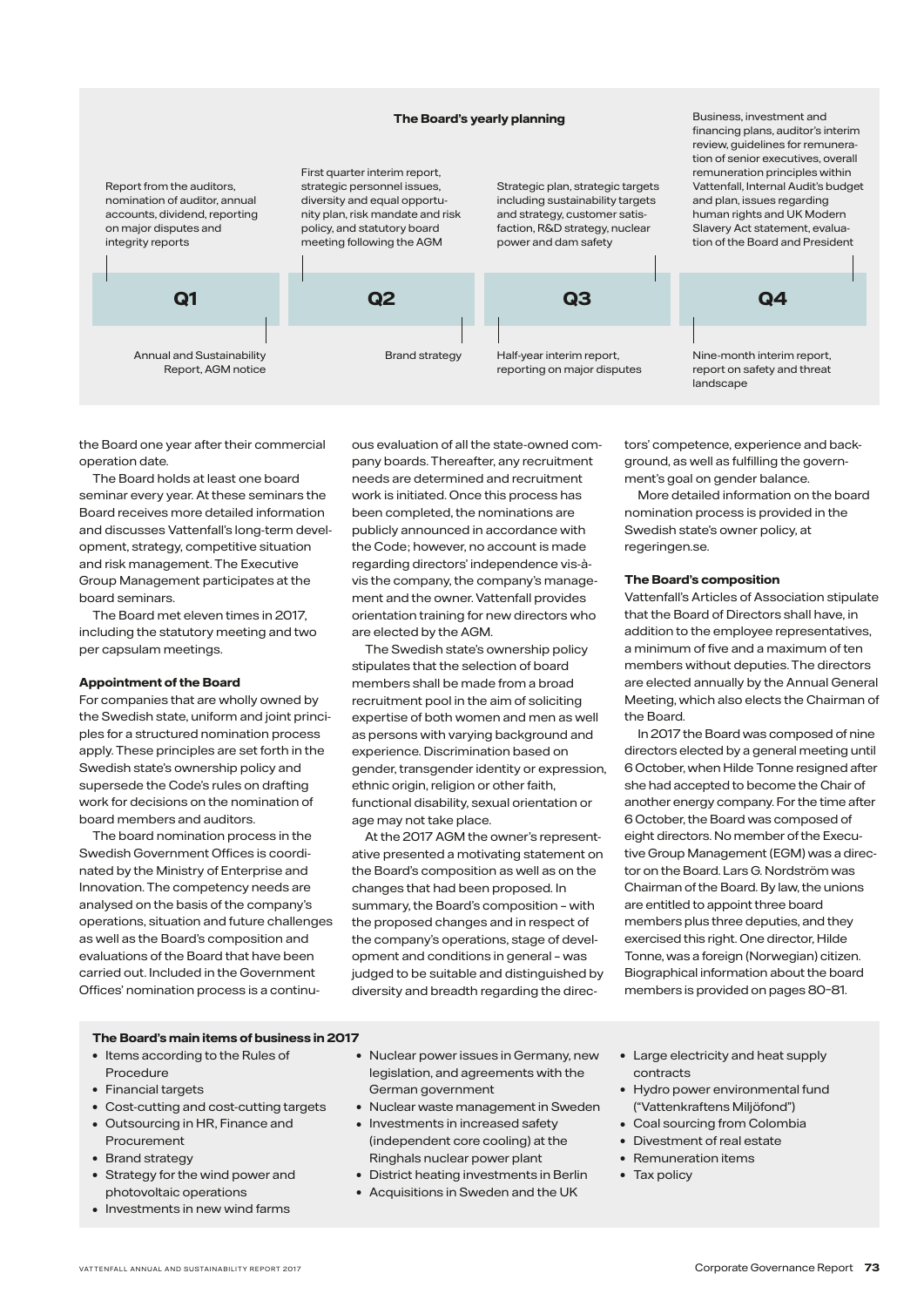**The Board's yearly planning**

**Q1**

- Report from the auditors, nomination of auditor, annual accounts, dividend, reporting on major disputes and integrity reports
- Annual and Sustainability Report, AGM notice

**Q2**

- First quarter interim report, strategic personnel issues, diversity and equal opportunity plan, risk mandate and risk policy, and statutory board meeting following the AGM
- Brand strategy

**Q3**

- Strategic plan, strategic targets including sustainability targets and strategy, customer satisfaction, R&D strategy, nuclear power and dam safety
- Half-year interim report, reporting on major disputes

**Q4**

- Business, investment and financing plans, auditor's interim review, guidelines for remuneration of senior executives, overall remuneration principles within Vattenfall, Internal Audit's budget and plan, issues regarding human rights and UK Modern Slavery Act statement, evaluation of the Board and President
- Nine-month interim report, report on safety and threat landscape

the Board one year after their commercial operation date.

The Board holds at least one board seminar every year. At these seminars the Board receives more detailed information and discusses Vattenfall's long-term development, strategy, competitive situation and risk management. The Executive Group Management participates at the board seminars.

The Board met eleven times in 2017, including the statutory meeting and two per capsulam meetings.

### Appointment of the Board

For companies that are wholly owned by the Swedish state, uniform and joint principles for a structured nomination process apply. These principles are set forth in the Swedish state's ownership policy and supersede the Code's rules on drafting work for decisions on the nomination of board members and auditors.

The board nomination process in the Swedish Government Offices is coordinated by the Ministry of Enterprise and Innovation. The competency needs are analysed on the basis of the company's operations, situation and future challenges as well as the Board's composition and evaluations of the Board that have been carried out. Included in the Government Offices' nomination process is a continuous evaluation of all the state-owned company boards. Thereafter, any recruitment needs are determined and recruitment work is initiated. Once this process has been completed, the nominations are publicly announced in accordance with the Code; however, no account is made regarding directors' independence vis-à-vis the company, the company's management and the owner. Vattenfall provides orientation training for new directors who are elected by the AGM.

The Swedish state's ownership policy stipulates that the selection of board members shall be made from a broad recruitment pool in the aim of soliciting expertise of both women and men as well as persons with varying background and experience. Discrimination based on gender, transgender identity or expression, ethnic origin, religion or other faith, functional disability, sexual orientation or age may not take place.

At the 2017 AGM the owner's representative presented a motivating statement on the Board's composition as well as on the changes that had been proposed. In summary, the Board's composition – with the proposed changes and in respect of the company's operations, stage of development and conditions in general – was judged to be suitable and distinguished by diversity and breadth regarding the directors' competence, experience and background, as well as fulfilling the government's goal on gender balance.

More detailed information on the board nomination process is provided in the Swedish state's owner policy, at regeringen.se.

### The Board's composition

Vattenfall's Articles of Association stipulate that the Board of Directors shall have, in addition to the employee representatives, a minimum of five and a maximum of ten members without deputies. The directors are elected annually by the Annual General Meeting, which also elects the Chairman of the Board.

In 2017 the Board was composed of nine directors elected by a general meeting until 6 October, when Hilde Tonne resigned after she had accepted to become the Chair of another energy company. For the time after 6 October, the Board was composed of eight directors. No member of the Executive Group Management (EGM) was a director on the Board. Lars G. Nordström was Chairman of the Board. By law, the unions are entitled to appoint three board members plus three deputies, and they exercised this right. One director, Hilde Tonne, was a foreign (Norwegian) citizen. Biographical information about the board members is provided on pages 80–81.

### The Board's main items of business in 2017

- Items according to the Rules of Procedure
- Financial targets
- Cost-cutting and cost-cutting targets
- Outsourcing in HR, Finance and Procurement
- Brand strategy
- Strategy for the wind power and photovoltaic operations
- Investments in new wind farms
- Nuclear power issues in Germany, new legislation, and agreements with the German government
- Nuclear waste management in Sweden
- Investments in increased safety (independent core cooling) at the Ringhals nuclear power plant
- District heating investments in Berlin
- Acquisitions in Sweden and the UK
- Large electricity and heat supply contracts
- Hydro power environmental fund ("Vattenkraftens Miljöfond")
- Coal sourcing from Colombia
- Divestment of real estate
- Remuneration items
- Tax policy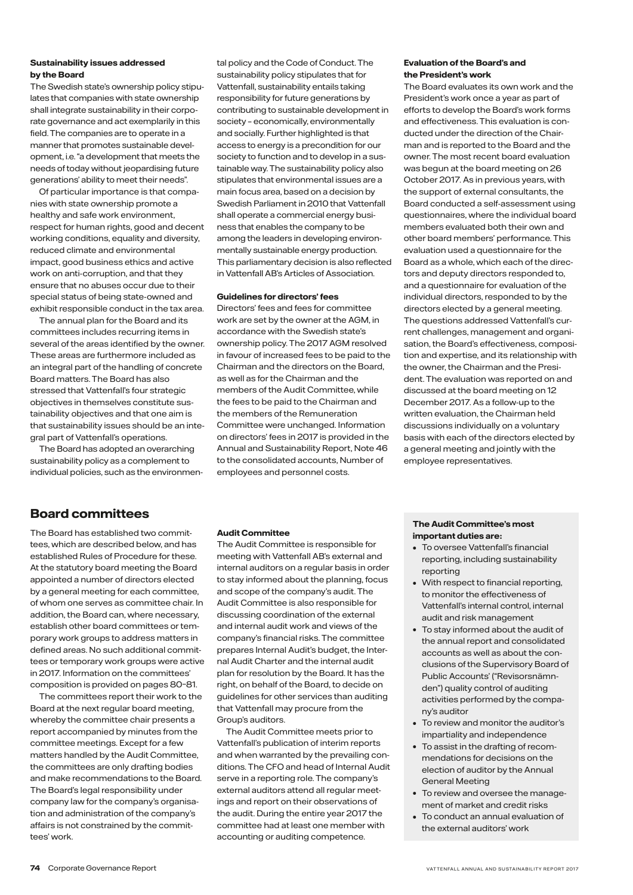### Sustainability issues addressed by the Board

The Swedish state's ownership policy stipulates that companies with state ownership shall integrate sustainability in their corporate governance and act exemplarily in this field. The companies are to operate in a manner that promotes sustainable development, i.e. "a development that meets the needs of today without jeopardising future generations' ability to meet their needs".

Of particular importance is that companies with state ownership promote a healthy and safe work environment, respect for human rights, good and decent working conditions, equality and diversity, reduced climate and environmental impact, good business ethics and active work on anti-corruption, and that they ensure that no abuses occur due to their special status of being state-owned and exhibit responsible conduct in the tax area.

The annual plan for the Board and its committees includes recurring items in several of the areas identified by the owner. These areas are furthermore included as an integral part of the handling of concrete Board matters. The Board has also stressed that Vattenfall's four strategic objectives in themselves constitute sustainability objectives and that one aim is that sustainability issues should be an integral part of Vattenfall's operations.

The Board has adopted an overarching sustainability policy as a complement to individual policies, such as the environmental policy and the Code of Conduct. The sustainability policy stipulates that for Vattenfall, sustainability entails taking responsibility for future generations by contributing to sustainable development in society – economically, environmentally and socially. Further highlighted is that access to energy is a precondition for our society to function and to develop in a sustainable way. The sustainability policy also stipulates that environmental issues are a main focus area, based on a decision by Swedish Parliament in 2010 that Vattenfall shall operate a commercial energy business that enables the company to be among the leaders in developing environmentally sustainable energy production. This parliamentary decision is also reflected in Vattenfall AB's Articles of Association.

### Guidelines for directors' fees

Directors' fees and fees for committee work are set by the owner at the AGM, in accordance with the Swedish state's ownership policy. The 2017 AGM resolved in favour of increased fees to be paid to the Chairman and the directors on the Board, as well as for the Chairman and the members of the Audit Committee, while the fees to be paid to the Chairman and the members of the Remuneration Committee were unchanged. Information on directors' fees in 2017 is provided in the Annual and Sustainability Report, Note 46 to the consolidated accounts, Number of employees and personnel costs.

### Evaluation of the Board's and the President's work

The Board evaluates its own work and the President's work once a year as part of efforts to develop the Board's work forms and effectiveness. This evaluation is conducted under the direction of the Chairman and is reported to the Board and the owner. The most recent board evaluation was begun at the board meeting on 26 October 2017. As in previous years, with the support of external consultants, the Board conducted a self-assessment using questionnaires, where the individual board members evaluated both their own and other board members' performance. This evaluation used a questionnaire for the Board as a whole, which each of the directors and deputy directors responded to, and a questionnaire for evaluation of the individual directors, responded to by the directors elected by a general meeting. The questions addressed Vattenfall's current challenges, management and organisation, the Board's effectiveness, composition and expertise, and its relationship with the owner, the Chairman and the President. The evaluation was reported on and discussed at the board meeting on 12 December 2017. As a follow-up to the written evaluation, the Chairman held discussions individually on a voluntary basis with each of the directors elected by a general meeting and jointly with the employee representatives.

## Board committees

The Board has established two committees, which are described below, and has established Rules of Procedure for these. At the statutory board meeting the Board appointed a number of directors elected by a general meeting for each committee, of whom one serves as committee chair. In addition, the Board can, where necessary, establish other board committees or temporary work groups to address matters in defined areas. No such additional committees or temporary work groups were active in 2017. Information on the committees' composition is provided on pages 80–81.

The committees report their work to the Board at the next regular board meeting, whereby the committee chair presents a report accompanied by minutes from the committee meetings. Except for a few matters handled by the Audit Committee, the committees are only drafting bodies and make recommendations to the Board. The Board's legal responsibility under company law for the company's organisation and administration of the company's affairs is not constrained by the committees' work.

### Audit Committee

The Audit Committee is responsible for meeting with Vattenfall AB's external and internal auditors on a regular basis in order to stay informed about the planning, focus and scope of the company's audit. The Audit Committee is also responsible for discussing coordination of the external and internal audit work and views of the company's financial risks. The committee prepares Internal Audit's budget, the Internal Audit Charter and the internal audit plan for resolution by the Board. It has the right, on behalf of the Board, to decide on guidelines for other services than auditing that Vattenfall may procure from the Group's auditors.

The Audit Committee meets prior to Vattenfall's publication of interim reports and when warranted by the prevailing conditions. The CFO and head of Internal Audit serve in a reporting role. The company's external auditors attend all regular meetings and report on their observations of the audit. During the entire year 2017 the committee had at least one member with accounting or auditing competence.

**The Audit Committee's most important duties are:**

- To oversee Vattenfall's financial reporting, including sustainability reporting
- With respect to financial reporting, to monitor the effectiveness of Vattenfall's internal control, internal audit and risk management
- To stay informed about the audit of the annual report and consolidated accounts as well as about the conclusions of the Supervisory Board of Public Accounts' ("Revisorsnämnden") quality control of auditing activities performed by the company's auditor
- To review and monitor the auditor's impartiality and independence
- To assist in the drafting of recommendations for decisions on the election of auditor by the Annual General Meeting
- To review and oversee the management of market and credit risks
- To conduct an annual evaluation of the external auditors' work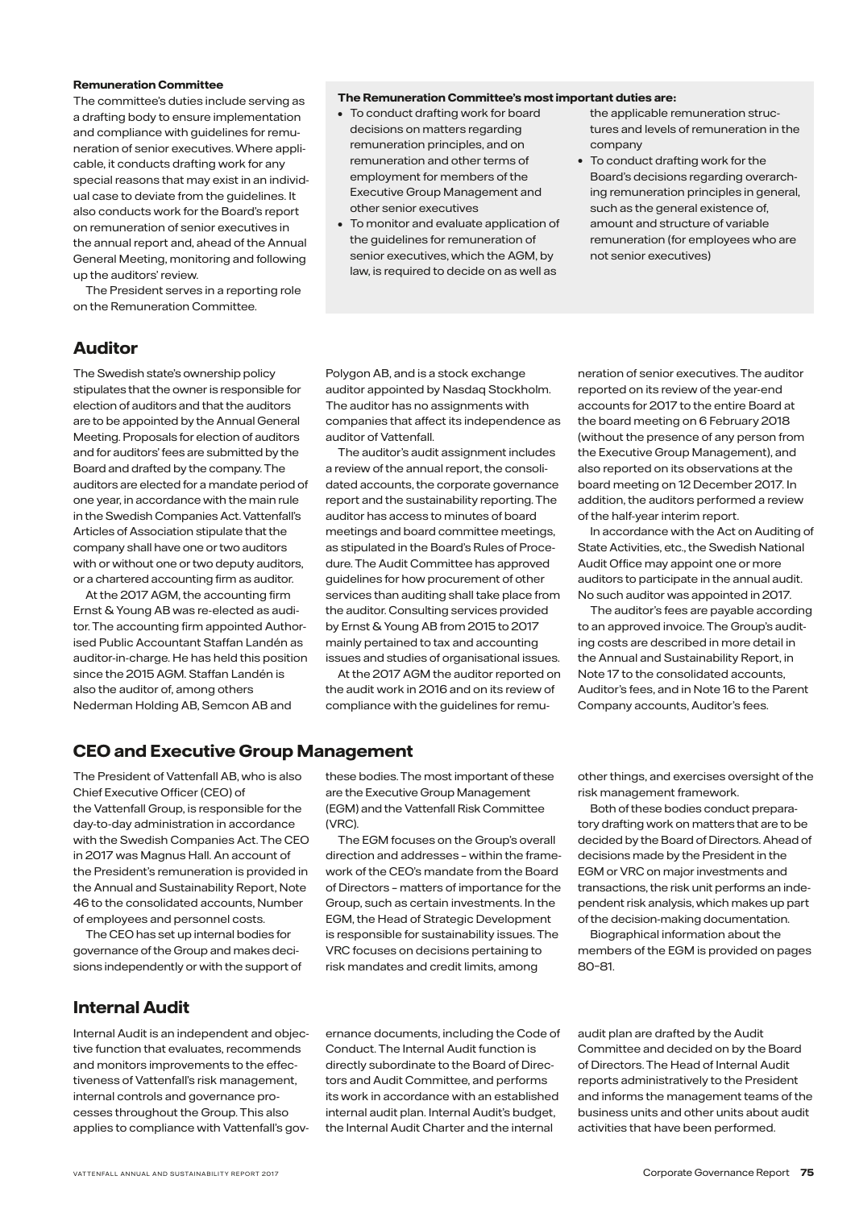#### Remuneration Committee

The committee's duties include serving as a drafting body to ensure implementation and compliance with guidelines for remuneration of senior executives. Where applicable, it conducts drafting work for any special reasons that may exist in an individual case to deviate from the guidelines. It also conducts work for the Board's report on remuneration of senior executives in the annual report and, ahead of the Annual General Meeting, monitoring and following up the auditors' review.

The President serves in a reporting role on the Remuneration Committee.

**The Remuneration Committee's most important duties are:**

- To conduct drafting work for board decisions on matters regarding remuneration principles, and on remuneration and other terms of employment for members of the Executive Group Management and other senior executives
- To monitor and evaluate application of the guidelines for remuneration of senior executives, which the AGM, by law, is required to decide on as well as the applicable remuneration structures and levels of remuneration in the company
- To conduct drafting work for the Board's decisions regarding overarching remuneration principles in general, such as the general existence of, amount and structure of variable remuneration (for employees who are not senior executives)

## Auditor

The Swedish state's ownership policy stipulates that the owner is responsible for election of auditors and that the auditors are to be appointed by the Annual General Meeting. Proposals for election of auditors and for auditors' fees are submitted by the Board and drafted by the company. The auditors are elected for a mandate period of one year, in accordance with the main rule in the Swedish Companies Act. Vattenfall's Articles of Association stipulate that the company shall have one or two auditors with or without one or two deputy auditors, or a chartered accounting firm as auditor.

At the 2017 AGM, the accounting firm Ernst & Young AB was re-elected as auditor. The accounting firm appointed Authorised Public Accountant Staffan Landén as auditor-in-charge. He has held this position since the 2015 AGM. Staffan Landén is also the auditor of, among others Nederman Holding AB, Semcon AB and Polygon AB, and is a stock exchange auditor appointed by Nasdaq Stockholm. The auditor has no assignments with companies that affect its independence as auditor of Vattenfall.

The auditor's audit assignment includes a review of the annual report, the consolidated accounts, the corporate governance report and the sustainability reporting. The auditor has access to minutes of board meetings and board committee meetings, as stipulated in the Board's Rules of Procedure. The Audit Committee has approved guidelines for how procurement of other services than auditing shall take place from the auditor. Consulting services provided by Ernst & Young AB from 2015 to 2017 mainly pertained to tax and accounting issues and studies of organisational issues.

At the 2017 AGM the auditor reported on the audit work in 2016 and on its review of compliance with the guidelines for remuneration of senior executives. The auditor reported on its review of the year-end accounts for 2017 to the entire Board at the board meeting on 6 February 2018 (without the presence of any person from the Executive Group Management), and also reported on its observations at the board meeting on 12 December 2017. In addition, the auditors performed a review of the half-year interim report.

In accordance with the Act on Auditing of State Activities, etc., the Swedish National Audit Office may appoint one or more auditors to participate in the annual audit. No such auditor was appointed in 2017.

The auditor's fees are payable according to an approved invoice. The Group's auditing costs are described in more detail in the Annual and Sustainability Report, in Note 17 to the consolidated accounts, Auditor's fees, and in Note 16 to the Parent Company accounts, Auditor's fees.

## CEO and Executive Group Management

The President of Vattenfall AB, who is also Chief Executive Officer (CEO) of the Vattenfall Group, is responsible for the day-to-day administration in accordance with the Swedish Companies Act. The CEO in 2017 was Magnus Hall. An account of the President's remuneration is provided in the Annual and Sustainability Report, Note 46 to the consolidated accounts, Number of employees and personnel costs.

The CEO has set up internal bodies for governance of the Group and makes decisions independently or with the support of these bodies. The most important of these are the Executive Group Management (EGM) and the Vattenfall Risk Committee (VRC).

The EGM focuses on the Group's overall direction and addresses – within the framework of the CEO's mandate from the Board of Directors – matters of importance for the Group, such as certain investments. In the EGM, the Head of Strategic Development is responsible for sustainability issues. The VRC focuses on decisions pertaining to risk mandates and credit limits, among other things, and exercises oversight of the risk management framework.

Both of these bodies conduct preparatory drafting work on matters that are to be decided by the Board of Directors. Ahead of decisions made by the President in the EGM or VRC on major investments and transactions, the risk unit performs an independent risk analysis, which makes up part of the decision-making documentation.

Biographical information about the members of the EGM is provided on pages 80–81.

## Internal Audit

Internal Audit is an independent and objective function that evaluates, recommends and monitors improvements to the effectiveness of Vattenfall's risk management, internal controls and governance processes throughout the Group. This also applies to compliance with Vattenfall's governance documents, including the Code of Conduct. The Internal Audit function is directly subordinate to the Board of Directors and Audit Committee, and performs its work in accordance with an established internal audit plan. Internal Audit's budget, the Internal Audit Charter and the internal audit plan are drafted by the Audit Committee and decided on by the Board of Directors. The Head of Internal Audit reports administratively to the President and informs the management teams of the business units and other units about audit activities that have been performed.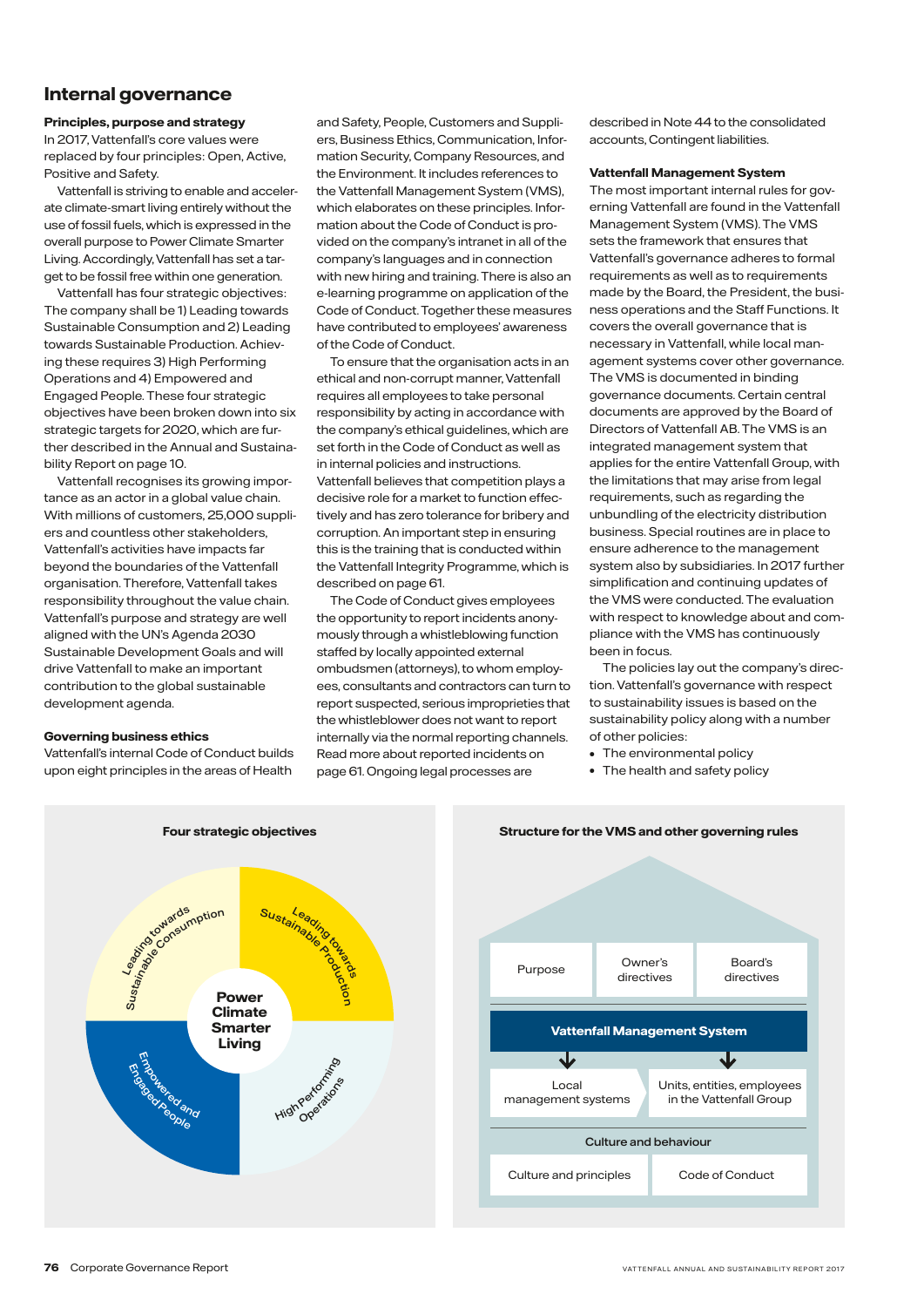## Internal governance

### Principles, purpose and strategy

In 2017, Vattenfall's core values were replaced by four principles: Open, Active, Positive and Safety.

Vattenfall is striving to enable and accelerate climate-smart living entirely without the use of fossil fuels, which is expressed in the overall purpose to Power Climate Smarter Living. Accordingly, Vattenfall has set a target to be fossil free within one generation.

Vattenfall has four strategic objectives: The company shall be 1) Leading towards Sustainable Consumption and 2) Leading towards Sustainable Production. Achieving these requires 3) High Performing Operations and 4) Empowered and Engaged People. These four strategic objectives have been broken down into six strategic targets for 2020, which are further described in the Annual and Sustainability Report on page 10.

Vattenfall recognises its growing importance as an actor in a global value chain. With millions of customers, 25,000 suppliers and countless other stakeholders, Vattenfall's activities have impacts far beyond the boundaries of the Vattenfall organisation. Therefore, Vattenfall takes responsibility throughout the value chain. Vattenfall's purpose and strategy are well aligned with the UN's Agenda 2030 Sustainable Development Goals and will drive Vattenfall to make an important contribution to the global sustainable development agenda.

### Governing business ethics

Vattenfall's internal Code of Conduct builds upon eight principles in the areas of Health and Safety, People, Customers and Suppliers, Business Ethics, Communication, Information Security, Company Resources, and the Environment. It includes references to the Vattenfall Management System (VMS), which elaborates on these principles. Information about the Code of Conduct is provided on the company's intranet in all of the company's languages and in connection with new hiring and training. There is also an e-learning programme on application of the Code of Conduct. Together these measures have contributed to employees' awareness of the Code of Conduct.

To ensure that the organisation acts in an ethical and non-corrupt manner, Vattenfall requires all employees to take personal responsibility by acting in accordance with the company's ethical guidelines, which are set forth in the Code of Conduct as well as in internal policies and instructions. Vattenfall believes that competition plays a decisive role for a market to function effectively and has zero tolerance for bribery and corruption. An important step in ensuring this is the training that is conducted within the Vattenfall Integrity Programme, which is described on page 61.

The Code of Conduct gives employees the opportunity to report incidents anonymously through a whistleblowing function staffed by locally appointed external ombudsmen (attorneys), to whom employees, consultants and contractors can turn to report suspected, serious improprieties that the whistleblower does not want to report internally via the normal reporting channels. Read more about reported incidents on page 61. Ongoing legal processes are described in Note 44 to the consolidated accounts, Contingent liabilities.

### Vattenfall Management System

The most important internal rules for governing Vattenfall are found in the Vattenfall Management System (VMS). The VMS sets the framework that ensures that Vattenfall's governance adheres to formal requirements as well as to requirements made by the Board, the President, the business operations and the Staff Functions. It covers the overall governance that is necessary in Vattenfall, while local management systems cover other governance. The VMS is documented in binding governance documents. Certain central documents are approved by the Board of Directors of Vattenfall AB. The VMS is an integrated management system that applies for the entire Vattenfall Group, with the limitations that may arise from legal requirements, such as regarding the unbundling of the electricity distribution business. Special routines are in place to ensure adherence to the management system also by subsidiaries. In 2017 further simplification and continuing updates of the VMS were conducted. The evaluation with respect to knowledge about and compliance with the VMS has continuously been in focus.

The policies lay out the company's direction. Vattenfall's governance with respect to sustainability issues is based on the sustainability policy along with a number of other policies:

- The environmental policy
- The health and safety policy

**Four strategic objectives**

Power Climate Smarter Living

- Leading towards Sustainable Consumption
- Leading towards Sustainable Production
- Empowered and Engaged People
- High Performing Operations

**Structure for the VMS and other governing rules**

| Purpose | Owner's directives | Board's directives |
|---|---|---|
| Vattenfall Management System | | |
| Local management systems | Units, entities, employees in the Vattenfall Group | |
| Culture and behaviour | | |
| Culture and principles | Code of Conduct | |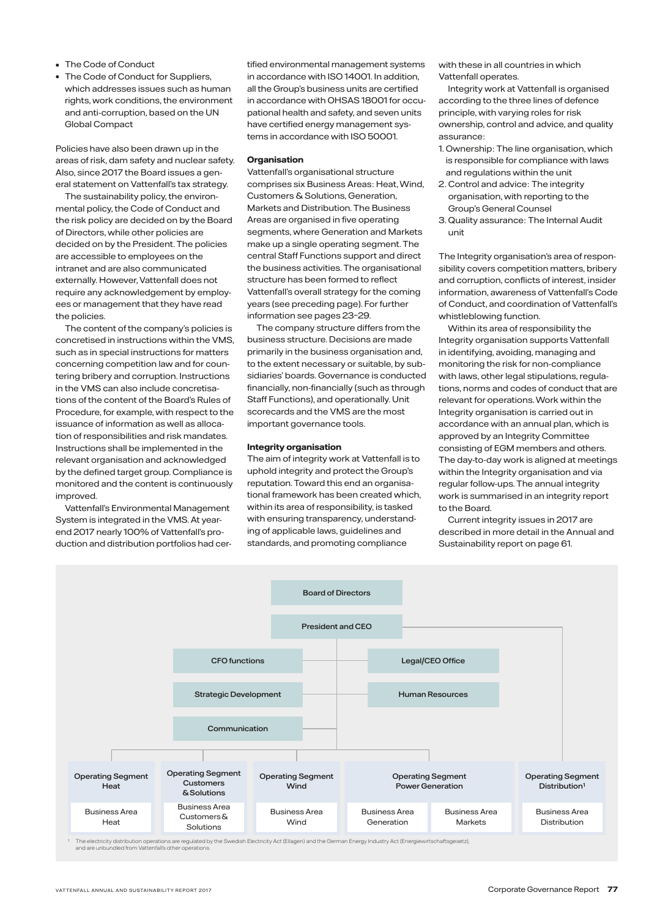- The Code of Conduct
- The Code of Conduct for Suppliers, which addresses issues such as human rights, work conditions, the environment and anti-corruption, based on the UN Global Compact

Policies have also been drawn up in the areas of risk, dam safety and nuclear safety. Also, since 2017 the Board issues a general statement on Vattenfall's tax strategy.

The sustainability policy, the environmental policy, the Code of Conduct and the risk policy are decided on by the Board of Directors, while other policies are decided on by the President. The policies are accessible to employees on the intranet and are also communicated externally. However, Vattenfall does not require any acknowledgement by employees or management that they have read the policies.

The content of the company's policies is concretised in instructions within the VMS, such as in special instructions for matters concerning competition law and for countering bribery and corruption. Instructions in the VMS can also include concretisations of the content of the Board's Rules of Procedure, for example, with respect to the issuance of information as well as allocation of responsibilities and risk mandates. Instructions shall be implemented in the relevant organisation and acknowledged by the defined target group. Compliance is monitored and the content is continuously improved.

Vattenfall's Environmental Management System is integrated in the VMS. At year-end 2017 nearly 100% of Vattenfall's production and distribution portfolios had certified environmental management systems in accordance with ISO 14001. In addition, all the Group's business units are certified in accordance with OHSAS 18001 for occupational health and safety, and seven units have certified energy management systems in accordance with ISO 50001.

**Organisation**

Vattenfall's organisational structure comprises six Business Areas: Heat, Wind, Customers & Solutions, Generation, Markets and Distribution. The Business Areas are organised in five operating segments, where Generation and Markets make up a single operating segment. The central Staff Functions support and direct the business activities. The organisational structure has been formed to reflect Vattenfall's overall strategy for the coming years (see preceding page). For further information see pages 23–29.

The company structure differs from the business structure. Decisions are made primarily in the business organisation and, to the extent necessary or suitable, by subsidiaries' boards. Governance is conducted financially, non-financially (such as through Staff Functions), and operationally. Unit scorecards and the VMS are the most important governance tools.

**Integrity organisation**

The aim of integrity work at Vattenfall is to uphold integrity and protect the Group's reputation. Toward this end an organisational framework has been created which, within its area of responsibility, is tasked with ensuring transparency, understanding of applicable laws, guidelines and standards, and promoting compliance with these in all countries in which Vattenfall operates.

Integrity work at Vattenfall is organised according to the three lines of defence principle, with varying roles for risk ownership, control and advice, and quality assurance:

1. Ownership: The line organisation, which is responsible for compliance with laws and regulations within the unit
2. Control and advice: The integrity organisation, with reporting to the Group's General Counsel
3. Quality assurance: The Internal Audit unit

The Integrity organisation's area of responsibility covers competition matters, bribery and corruption, conflicts of interest, insider information, awareness of Vattenfall's Code of Conduct, and coordination of Vattenfall's whistleblowing function.

Within its area of responsibility the Integrity organisation supports Vattenfall in identifying, avoiding, managing and monitoring the risk for non-compliance with laws, other legal stipulations, regulations, norms and codes of conduct that are relevant for operations. Work within the Integrity organisation is carried out in accordance with an annual plan, which is approved by an Integrity Committee consisting of EGM members and others. The day-to-day work is aligned at meetings within the Integrity organisation and via regular follow-ups. The annual integrity work is summarised in an integrity report to the Board.

Current integrity issues in 2017 are described in more detail in the Annual and Sustainability report on page 61.

Board of Directors

President and CEO

CFO functions | Legal/CEO Office

Strategic Development | Human Resources

Communication

| Operating Segment Heat | Operating Segment Customers & Solutions | Operating Segment Wind | Operating Segment Power Generation | | Operating Segment Distribution[1] |
|---|---|---|---|---|---|
| Business Area Heat | Business Area Customers & Solutions | Business Area Wind | Business Area Generation | Business Area Markets | Business Area Distribution |

[1] The electricity distribution operations are regulated by the Swedish Electricity Act (Ellagen) and the German Energy Industry Act (Energiewirtschaftsgesetz), and are unbundled from Vattenfall's other operations.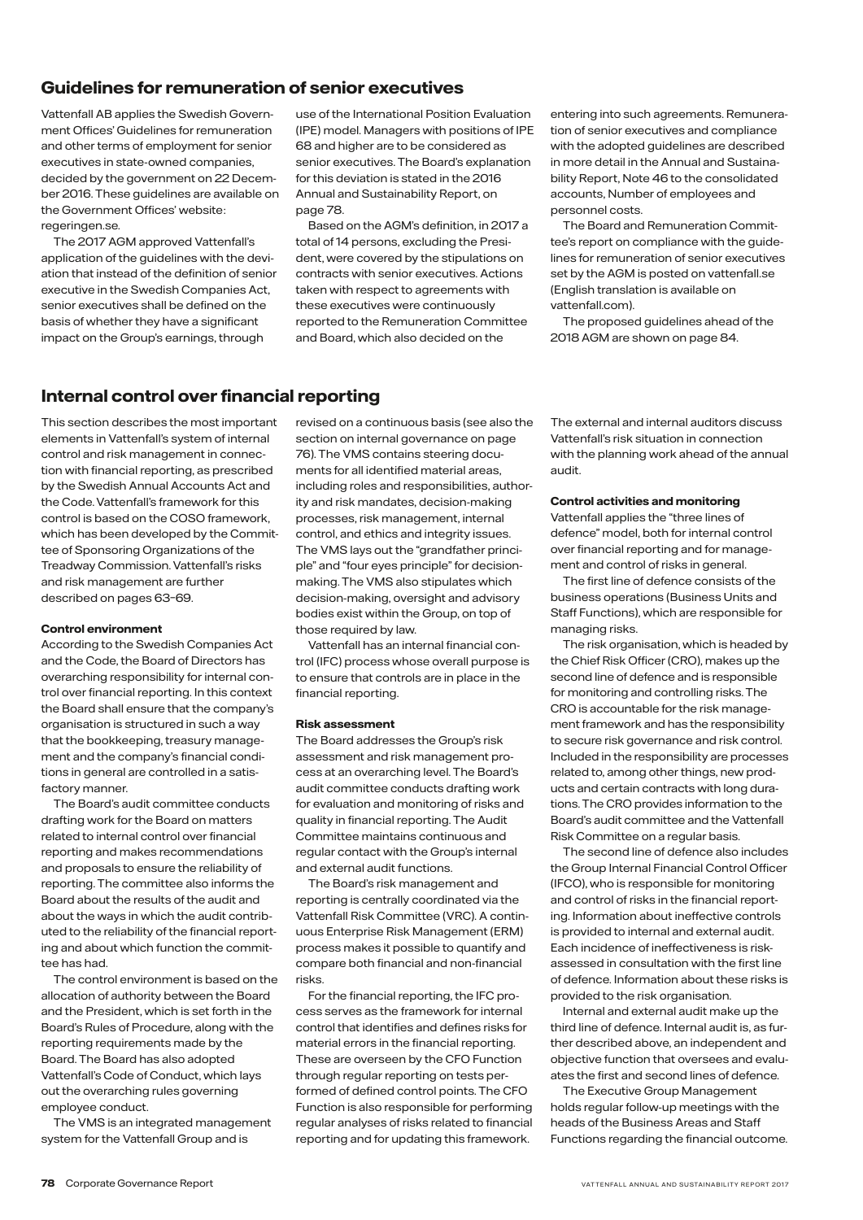## Guidelines for remuneration of senior executives

Vattenfall AB applies the Swedish Government Offices' Guidelines for remuneration and other terms of employment for senior executives in state-owned companies, decided by the government on 22 December 2016. These guidelines are available on the Government Offices' website: regeringen.se.

The 2017 AGM approved Vattenfall's application of the guidelines with the deviation that instead of the definition of senior executive in the Swedish Companies Act, senior executives shall be defined on the basis of whether they have a significant impact on the Group's earnings, through use of the International Position Evaluation (IPE) model. Managers with positions of IPE 68 and higher are to be considered as senior executives. The Board's explanation for this deviation is stated in the 2016 Annual and Sustainability Report, on page 78.

Based on the AGM's definition, in 2017 a total of 14 persons, excluding the President, were covered by the stipulations on contracts with senior executives. Actions taken with respect to agreements with these executives were continuously reported to the Remuneration Committee and Board, which also decided on the entering into such agreements. Remuneration of senior executives and compliance with the adopted guidelines are described in more detail in the Annual and Sustainability Report, Note 46 to the consolidated accounts, Number of employees and personnel costs.

The Board and Remuneration Committee's report on compliance with the guidelines for remuneration of senior executives set by the AGM is posted on vattenfall.se (English translation is available on vattenfall.com).

The proposed guidelines ahead of the 2018 AGM are shown on page 84.

## Internal control over financial reporting

This section describes the most important elements in Vattenfall's system of internal control and risk management in connection with financial reporting, as prescribed by the Swedish Annual Accounts Act and the Code. Vattenfall's framework for this control is based on the COSO framework, which has been developed by the Committee of Sponsoring Organizations of the Treadway Commission. Vattenfall's risks and risk management are further described on pages 63–69.

**Control environment**

According to the Swedish Companies Act and the Code, the Board of Directors has overarching responsibility for internal control over financial reporting. In this context the Board shall ensure that the company's organisation is structured in such a way that the bookkeeping, treasury management and the company's financial conditions in general are controlled in a satisfactory manner.

The Board's audit committee conducts drafting work for the Board on matters related to internal control over financial reporting and makes recommendations and proposals to ensure the reliability of reporting. The committee also informs the Board about the results of the audit and about the ways in which the audit contributed to the reliability of the financial reporting and about which function the committee has had.

The control environment is based on the allocation of authority between the Board and the President, which is set forth in the Board's Rules of Procedure, along with the reporting requirements made by the Board. The Board has also adopted Vattenfall's Code of Conduct, which lays out the overarching rules governing employee conduct.

The VMS is an integrated management system for the Vattenfall Group and is revised on a continuous basis (see also the section on internal governance on page 76). The VMS contains steering documents for all identified material areas, including roles and responsibilities, authority and risk mandates, decision-making processes, risk management, internal control, and ethics and integrity issues. The VMS lays out the "grandfather principle" and "four eyes principle" for decision-making. The VMS also stipulates which decision-making, oversight and advisory bodies exist within the Group, on top of those required by law.

Vattenfall has an internal financial control (IFC) process whose overall purpose is to ensure that controls are in place in the financial reporting.

**Risk assessment**

The Board addresses the Group's risk assessment and risk management process at an overarching level. The Board's audit committee conducts drafting work for evaluation and monitoring of risks and quality in financial reporting. The Audit Committee maintains continuous and regular contact with the Group's internal and external audit functions.

The Board's risk management and reporting is centrally coordinated via the Vattenfall Risk Committee (VRC). A continuous Enterprise Risk Management (ERM) process makes it possible to quantify and compare both financial and non-financial risks.

For the financial reporting, the IFC process serves as the framework for internal control that identifies and defines risks for material errors in the financial reporting. These are overseen by the CFO Function through regular reporting on tests performed of defined control points. The CFO Function is also responsible for performing regular analyses of risks related to financial reporting and for updating this framework. The external and internal auditors discuss Vattenfall's risk situation in connection with the planning work ahead of the annual audit.

**Control activities and monitoring**

Vattenfall applies the "three lines of defence" model, both for internal control over financial reporting and for management and control of risks in general.

The first line of defence consists of the business operations (Business Units and Staff Functions), which are responsible for managing risks.

The risk organisation, which is headed by the Chief Risk Officer (CRO), makes up the second line of defence and is responsible for monitoring and controlling risks. The CRO is accountable for the risk management framework and has the responsibility to secure risk governance and risk control. Included in the responsibility are processes related to, among other things, new products and certain contracts with long durations. The CRO provides information to the Board's audit committee and the Vattenfall Risk Committee on a regular basis.

The second line of defence also includes the Group Internal Financial Control Officer (IFCO), who is responsible for monitoring and control of risks in the financial reporting. Information about ineffective controls is provided to internal and external audit. Each incidence of ineffectiveness is risk-assessed in consultation with the first line of defence. Information about these risks is provided to the risk organisation.

Internal and external audit make up the third line of defence. Internal audit is, as further described above, an independent and objective function that oversees and evaluates the first and second lines of defence.

The Executive Group Management holds regular follow-up meetings with the heads of the Business Areas and Staff Functions regarding the financial outcome.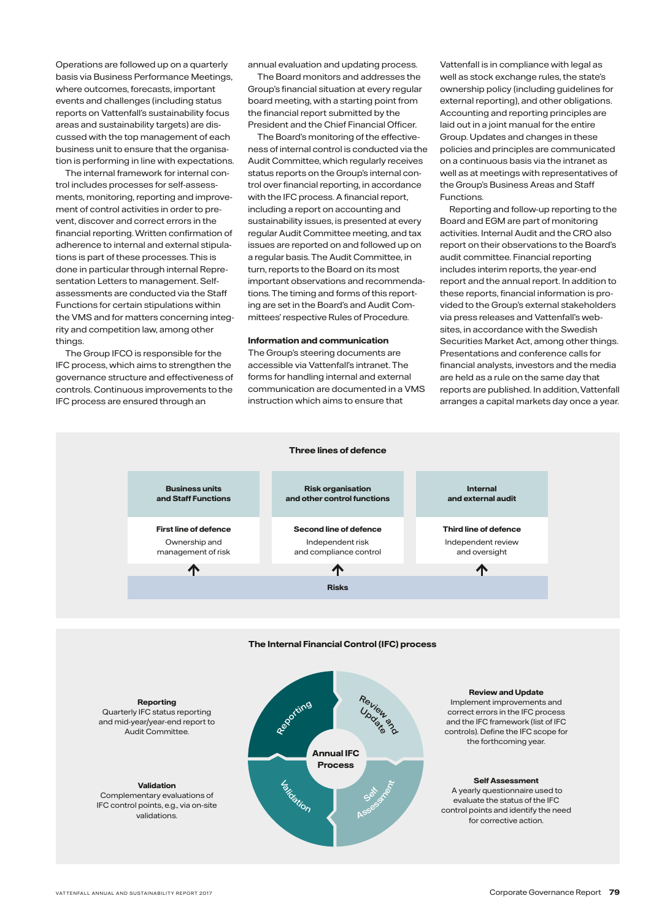Operations are followed up on a quarterly basis via Business Performance Meetings, where outcomes, forecasts, important events and challenges (including status reports on Vattenfall's sustainability focus areas and sustainability targets) are discussed with the top management of each business unit to ensure that the organisation is performing in line with expectations.

The internal framework for internal control includes processes for self-assessments, monitoring, reporting and improvement of control activities in order to prevent, discover and correct errors in the financial reporting. Written confirmation of adherence to internal and external stipulations is part of these processes. This is done in particular through internal Representation Letters to management. Self-assessments are conducted via the Staff Functions for certain stipulations within the VMS and for matters concerning integrity and competition law, among other things.

The Group IFCO is responsible for the IFC process, which aims to strengthen the governance structure and effectiveness of controls. Continuous improvements to the IFC process are ensured through an annual evaluation and updating process.

The Board monitors and addresses the Group's financial situation at every regular board meeting, with a starting point from the financial report submitted by the President and the Chief Financial Officer.

The Board's monitoring of the effectiveness of internal control is conducted via the Audit Committee, which regularly receives status reports on the Group's internal control over financial reporting, in accordance with the IFC process. A financial report, including a report on accounting and sustainability issues, is presented at every regular Audit Committee meeting, and tax issues are reported on and followed up on a regular basis. The Audit Committee, in turn, reports to the Board on its most important observations and recommendations. The timing and forms of this reporting are set in the Board's and Audit Committees' respective Rules of Procedure.

### Information and communication

The Group's steering documents are accessible via Vattenfall's intranet. The forms for handling internal and external communication are documented in a VMS instruction which aims to ensure that Vattenfall is in compliance with legal as well as stock exchange rules, the state's ownership policy (including guidelines for external reporting), and other obligations. Accounting and reporting principles are laid out in a joint manual for the entire Group. Updates and changes in these policies and principles are communicated on a continuous basis via the intranet as well as at meetings with representatives of the Group's Business Areas and Staff Functions.

Reporting and follow-up reporting to the Board and EGM are part of monitoring activities. Internal Audit and the CRO also report on their observations to the Board's audit committee. Financial reporting includes interim reports, the year-end report and the annual report. In addition to these reports, financial information is provided to the Group's external stakeholders via press releases and Vattenfall's websites, in accordance with the Swedish Securities Market Act, among other things. Presentations and conference calls for financial analysts, investors and the media are held as a rule on the same day that reports are published. In addition, Vattenfall arranges a capital markets day once a year.

**Three lines of defence**

| Business units and Staff Functions | Risk organisation and other control functions | Internal and external audit |
|---|---|---|
| **First line of defence** Ownership and management of risk | **Second line of defence** Independent risk and compliance control | **Third line of defence** Independent review and oversight |
| ↑ | ↑ | ↑ |
| Risks | | |

**The Internal Financial Control (IFC) process**

Annual IFC Process: Reporting → Review and Update → Self Assessment → Validation

**Reporting**
Quarterly IFC status reporting and mid-year/year-end report to Audit Committee.

**Review and Update**
Implement improvements and correct errors in the IFC process and the IFC framework (list of IFC controls). Define the IFC scope for the forthcoming year.

**Self Assessment**
A yearly questionnaire used to evaluate the status of the IFC control points and identify the need for corrective action.

**Validation**
Complementary evaluations of IFC control points, e.g., via on-site validations.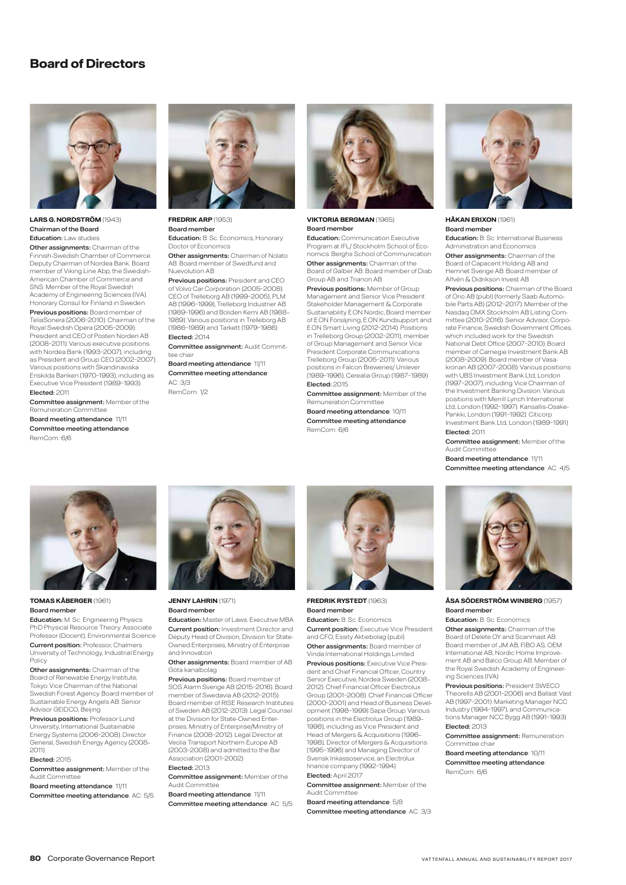# Board of Directors

**LARS G. NORDSTRÖM** (1943)
**Chairman of the Board**
**Education:** Law studies
**Other assignments:** Chairman of the Finnish-Swedish Chamber of Commerce. Deputy Chairman of Nordea Bank. Board member of Viking Line Abp, the Swedish-American Chamber of Commerce and SNS. Member of the Royal Swedish Academy of Engineering Sciences (IVA). Honorary Consul for Finland in Sweden
**Previous positions:** Board member of TeliaSonera (2006–2010). Chairman of the Royal Swedish Opera (2005–2009). President and CEO of Posten Norden AB (2008–2011). Various executive positions with Nordea Bank (1993–2007), including as President and Group CEO (2002–2007). Various positions with Skandinaviska Enskilda Banken (1970–1993), including as Executive Vice President (1989–1993)
**Elected:** 2011
**Committee assignment:** Member of the Remuneration Committee
**Board meeting attendance**: 11/11
**Committee meeting attendance**: RemCom: 6/6

**FREDRIK ARP** (1953)
**Board member**
**Education:** B. Sc. Economics, Honorary Doctor of Economics
**Other assignments:** Chairman of Nolato AB. Board member of Swedfund and Nuevolution AB
**Previous positions:** President and CEO of Volvo Car Corporation (2005–2008). CEO of Trelleborg AB (1999–2005), PLM AB (1996–1999), Trelleborg Industrier AB (1989–1996) and Boliden Kemi AB (1988–1989). Various positions in Trelleborg AB (1986–1989) and Tarkett (1979–1986)
**Elected:** 2014
**Committee assignment:** Audit Committee chair
**Board meeting attendance**: 11/11
**Committee meeting attendance**: AC: 3/3 RemCom: 1/2

**VIKTORIA BERGMAN** (1965)
**Board member**
**Education:** Communication Executive Program at IFL/ Stockholm School of Economics. Berghs School of Communication
**Other assignments:** Chairman of the Board of Galber AB. Board member of Diab Group AB and Trianon AB
**Previous positions:** Member of Group Management and Senior Vice President Stakeholder Management & Corporate Sustainability E.ON Nordic, Board member of E.ON Försäljning, E.ON Kundsupport and E.ON Smart Living (2012–2014). Positions in Trelleborg Group (2002–2011), member of Group Management and Senior Vice President Corporate Communications Trelleborg Group (2005–2011). Various positions in Falcon Breweries/ Unilever (1989–1996), Cerealia Group (1987–1989)
**Elected:** 2015
**Committee assignment:** Member of the Remuneration Committee
**Board meeting attendance**: 10/11
**Committee meeting attendance**: RemCom: 6/6

**HÅKAN ERIXON** (1961)
**Board member**
**Education:** B. Sc. International Business Administration and Economics
**Other assignments:** Chairman of the Board of Capacent Holding AB and Hemnet Sverige AB. Board member of Alfvén & Didrikson Invest AB
**Previous positions:** Chairman of the Board of Orio AB (publ) (formerly Saab Automobile Parts AB) (2012–2017). Member of the Nasdaq OMX Stockholm AB Listing Committee (2010–2016). Senior Advisor, Corporate Finance, Swedish Government Offices, which included work for the Swedish National Debt Office (2007–2010). Board member of Carnegie Investment Bank AB (2008–2009). Board member of Vasakronan AB (2007–2008). Various positions with UBS Investment Bank Ltd, London (1997–2007), including Vice Chairman of the Investment Banking Division. Various positions with Merrill Lynch International Ltd, London (1992–1997). Kansallis-Osake-Pankki, London (1991–1992). Citicorp Investment Bank Ltd, London (1989–1991)
**Elected:** 2011
**Committee assignment:** Member of the Audit Committee
**Board meeting attendance**: 11/11
**Committee meeting attendance**: AC: 4/5

**TOMAS KÅBERGER** (1961)
**Board member**
**Education:** M. Sc. Engineering Physics PhD Physical Resource Theory. Associate Professor (Docent), Environmental Science
**Current position:** Professor, Chalmers University of Technology, Industrial Energy Policy
**Other assignments:** Chairman of the Board of Renewable Energy Institute, Tokyo. Vice Chairman of the National Swedish Forest Agency. Board member of Sustainable Energy Angels AB. Senior Advisor GEIDCO, Beijing
**Previous positions:** Professor Lund University, International Sustainable Energy Systems (2006–2008). Director General, Swedish Energy Agency (2008–2011)
**Elected:** 2015
**Committee assignment:** Member of the Audit Committee
**Board meeting attendance**: 11/11
**Committee meeting attendance**: AC: 5/5

**JENNY LAHRIN** (1971)
**Board member**
**Education:** Master of Laws. Executive MBA
**Current position:** Investment Director and Deputy Head of Division, Division for State-Owned Enterprises, Ministry of Enterprise and Innovation
**Other assignments:** Board member of AB Göta kanalbolag
**Previous positions:** Board member of SOS Alarm Sverige AB (2015–2016). Board member of Swedavia AB (2012–2015). Board member of RISE Research Institutes of Sweden AB (2012–2013). Legal Counsel at the Division for State-Owned Enterprises, Ministry of Enterprise/Ministry of Finance (2008–2012). Legal Director at Veolia Transport Northern Europe AB (2003–2008) and admitted to the Bar Association (2001–2002)
**Elected:** 2013
**Committee assignment:** Member of the Audit Committee
**Board meeting attendance**: 11/11
**Committee meeting attendance**: AC: 5/5

**FREDRIK RYSTEDT** (1963)
**Board member**
**Education:** B. Sc. Economics
**Current position:** Executive Vice President and CFO, Essity Aktiebolag (publ)
**Other assignments:** Board member of Vinda International Holdings Limited
**Previous positions:** Executive Vice President and Chief Financial Officer, Country Senior Executive, Nordea Sweden (2008–2012). Chief Financial Officer Electrolux Group (2001–2008). Chief Financial Officer (2000–2001) and Head of Business Development (1998–1999) Sapa Group. Various positions in the Electrolux Group (1989–1998), including as Vice President and Head of Mergers & Acquisitions (1996–1998), Director of Mergers & Acquisitions (1995–1996) and Managing Director of Svensk Inkassoservice, an Electrolux finance company (1992–1994)
**Elected:** April 2017
**Committee assignment:** Member of the Audit Committee
**Board meeting attendance**: 5/8
**Committee meeting attendance**: AC: 3/3

**ÅSA SÖDERSTRÖM WINBERG** (1957)
**Board member**
**Education:** B. Sc. Economics
**Other assignments:** Chairman of the Board of Delete OY and Scanmast AB. Board member of JM AB, FIBO AS, OEM International AB, Nordic Home Improvement AB and Balco Group AB. Member of the Royal Swedish Academy of Engineering Sciences (IVA)
**Previous positions:** President SWECO Theorells AB (2001–2006) and Ballast Väst AB (1997–2001). Marketing Manager NCC Industry (1994–1997), and Communications Manager NCC Bygg AB (1991–1993)
**Elected:** 2013
**Committee assignment:** Remuneration Committee chair
**Board meeting attendance**: 10/11
**Committee meeting attendance**: RemCom: 6/6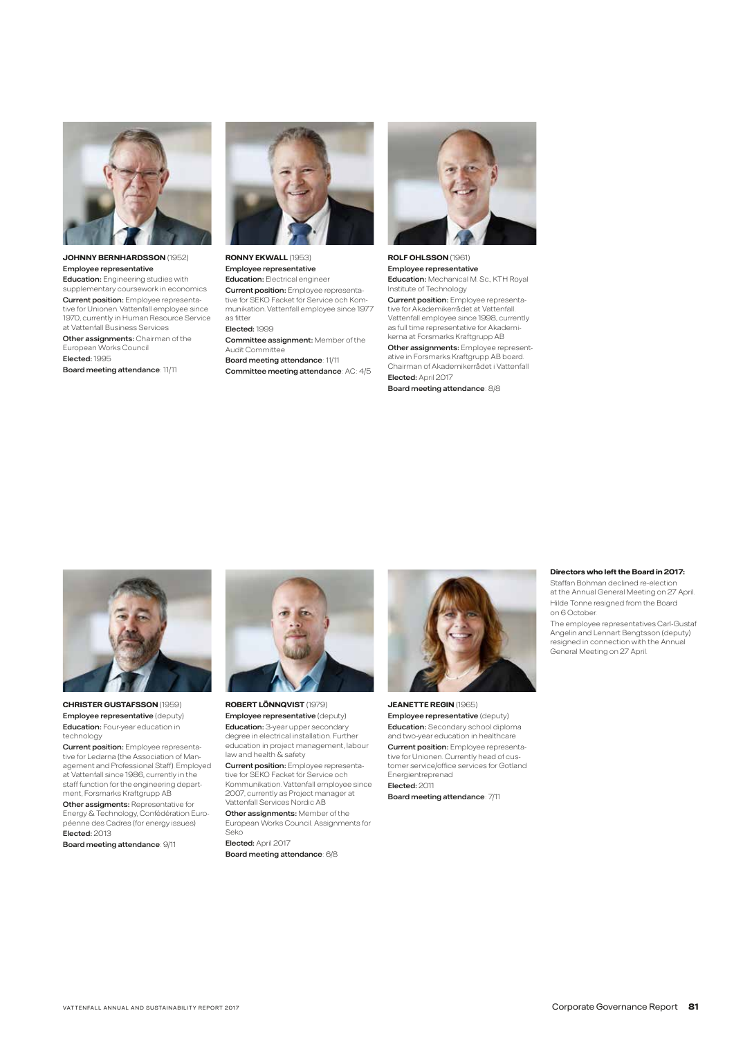**JOHNNY BERNHARDSSON** (1952)
**Employee representative**
**Education:** Engineering studies with supplementary coursework in economics
**Current position:** Employee representative for Unionen. Vattenfall employee since 1970, currently in Human Resource Service at Vattenfall Business Services
**Other assignments:** Chairman of the European Works Council
**Elected:** 1995
**Board meeting attendance**: 11/11

**RONNY EKWALL** (1953)
**Employee representative**
**Education:** Electrical engineer
**Current position:** Employee representative for SEKO Facket för Service och Kommunikation. Vattenfall employee since 1977 as fitter
**Elected:** 1999
**Committee assignment:** Member of the Audit Committee
**Board meeting attendance**: 11/11
**Committee meeting attendance**: AC: 4/5

**ROLF OHLSSON** (1961)
**Employee representative**
**Education:** Mechanical M. Sc., KTH Royal Institute of Technology
**Current position:** Employee representative for Akademikerrådet at Vattenfall. Vattenfall employee since 1998, currently as full time representative for Akademikerna at Forsmarks Kraftgrupp AB
**Other assignments:** Employee representative in Forsmarks Kraftgrupp AB board. Chairman of Akademikerrådet i Vattenfall
**Elected:** April 2017
**Board meeting attendance**: 8/8

**CHRISTER GUSTAFSSON** (1959)
**Employee representative** (deputy)
**Education:** Four-year education in technology
**Current position:** Employee representative for Ledarna (the Association of Management and Professional Staff). Employed at Vattenfall since 1986, currently in the staff function for the engineering department, Forsmarks Kraftgrupp AB
**Other assigments:** Representative for Energy & Technology, Confédération Européenne des Cadres (for energy issues)
**Elected:** 2013
**Board meeting attendance**: 9/11

**ROBERT LÖNNQVIST** (1979)
**Employee representative** (deputy)
**Education:** 3-year upper secondary degree in electrical installation. Further education in project management, labour law and health & safety
**Current position:** Employee representative for SEKO Facket for Service och Kommunikation. Vattenfall employee since 2007, currently as Project manager at Vattenfall Services Nordic AB
**Other assignments:** Member of the European Works Council. Assignments for Seko
**Elected:** April 2017
**Board meeting attendance**: 6/8

**JEANETTE REGIN** (1965)
**Employee representative** (deputy)
**Education:** Secondary school diploma and two-year education in healthcare
**Current position:** Employee representative for Unionen. Currently head of customer service/office services for Gotland Energientreprenad
**Elected:** 2011
**Board meeting attendance**: 7/11

**Directors who left the Board in 2017:**

Staffan Bohman declined re-election at the Annual General Meeting on 27 April.

Hilde Tonne resigned from the Board on 6 October.

The employee representatives Carl-Gustaf Angelin and Lennart Bengtsson (deputy) resigned in connection with the Annual General Meeting on 27 April.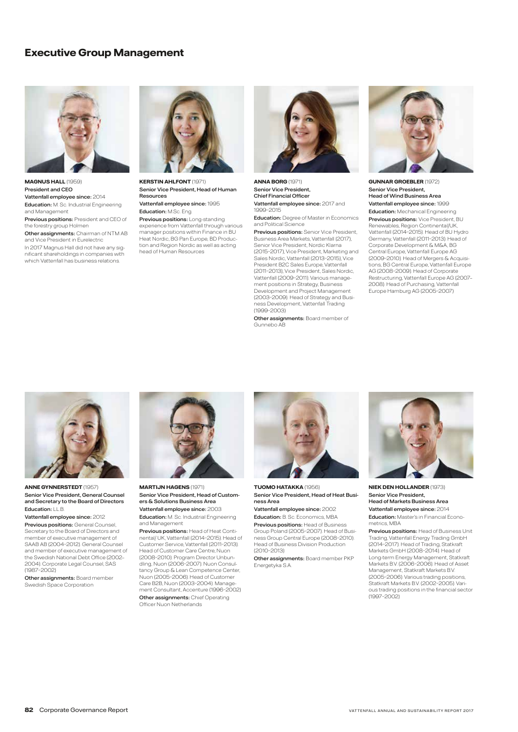# Executive Group Management

**MAGNUS HALL** (1959)
**President and CEO**
**Vattenfall employee since:** 2014
**Education:** M. Sc. Industrial Engineering and Management
**Previous positions:** President and CEO of the forestry group Holmen
**Other assignments:** Chairman of NTM AB and Vice President in Eurelectric
In 2017 Magnus Hall did not have any significant shareholdings in companies with which Vattenfall has business relations.

**KERSTIN AHLFONT** (1971)
**Senior Vice President, Head of Human Resources**
**Vattenfall employee since:** 1995
**Education:** M.Sc. Eng.
**Previous positions:** Long-standing experience from Vattenfall through various manager positions within Finance in BU Heat Nordic, BG Pan Europe, BD Production and Region Nordic as well as acting head of Human Resources

**ANNA BORG** (1971)
**Senior Vice President, Chief Financial Officer**
**Vattenfall employee since:** 2017 and 1999–2015
**Education:** Degree of Master in Economics and Political Science
**Previous positions:** Senior Vice President, Business Area Markets, Vattenfall (2017), Senior Vice President, Nordic Klarna (2015–2017), Vice President, Marketing and Sales Nordic, Vattenfall (2013–2015), Vice President B2C Sales Europe, Vattenfall (2011–2013), Vice President, Sales Nordic, Vattenfall (2009–2011). Various management positions in Strategy, Business Development and Project Management (2003–2009). Head of Strategy and Business Development, Vattenfall Trading (1999–2003)
**Other assignments:** Board member of Gunnebo AB

**GUNNAR GROEBLER** (1972)
**Senior Vice President, Head of Wind Business Area**
**Vattenfall employee since:** 1999
**Education:** Mechanical Engineering
**Previous positions:** Vice President, BU Renewables, Region Continental/UK, Vattenfall (2014–2015). Head of BU Hydro Germany, Vattenfall (2011–2013). Head of Corporate Development & M&A, BG Central Europe, Vattenfall Europe AG (2009–2010). Head of Mergers & Acquisitions, BG Central Europe, Vattenfall Europe AG (2008–2009). Head of Corporate Restructuring, Vattenfall Europe AG (2007–2008). Head of Purchasing, Vattenfall Europe Hamburg AG (2005–2007)

**ANNE GYNNERSTEDT** (1957)
**Senior Vice President, General Counsel and Secretary to the Board of Directors**
**Education:** LL.B.
**Vattenfall employee since:** 2012
**Previous positions:** General Counsel, Secretary to the Board of Directors and member of executive management of SAAB AB (2004–2012). General Counsel and member of executive management of the Swedish National Debt Office (2002–2004). Corporate Legal Counsel, SAS (1987–2002)
**Other assignments:** Board member Swedish Space Corporation

**MARTIJN HAGENS** (1971)
**Senior Vice President, Head of Customers & Solutions Business Area**
**Vattenfall employee since:** 2003
**Education:** M. Sc. Industrial Engineering and Management
**Previous positions:** Head of Heat Continental/ UK, Vattenfall (2014–2015). Head of Customer Service, Vattenfall (2011–2013). Head of Customer Care Centre, Nuon (2008–2010). Program Director Unbundling, Nuon (2006–2007). Nuon Consultancy Group & Lean Competence Center, Nuon (2005–2006). Head of Customer Care B2B, Nuon (2003–2004). Management Consultant, Accenture (1996–2002)
**Other assignments:** Chief Operating Officer Nuon Netherlands

**TUOMO HATAKKA** (1956)
**Senior Vice President, Head of Heat Business Area**
**Vattenfall employee since:** 2002
**Education:** B. Sc. Economics, MBA
**Previous positions:** Head of Business Group Poland (2005–2007). Head of Business Group Central Europe (2008–2010). Head of Business Division Production (2010–2013)
**Other assignments:** Board member PKP Energetyka S.A.

**NIEK DEN HOLLANDER** (1973)
**Senior Vice President, Head of Markets Business Area**
**Vattenfall employee since:** 2014
**Education:** Master's in Financial Econometrics, MBA
**Previous positions:** Head of Business Unit Trading, Vattenfall Energy Trading GmbH (2014–2017). Head of Trading, Statkraft Markets GmbH (2008–2014). Head of Long-term Energy Management, Statkraft Markets B.V. (2006–2006). Head of Asset Management, Statkraft Markets B.V. (2005–2006). Various trading positions, Statkraft Markets B.V. (2002–2005). Various trading positions in the financial sector (1997–2002)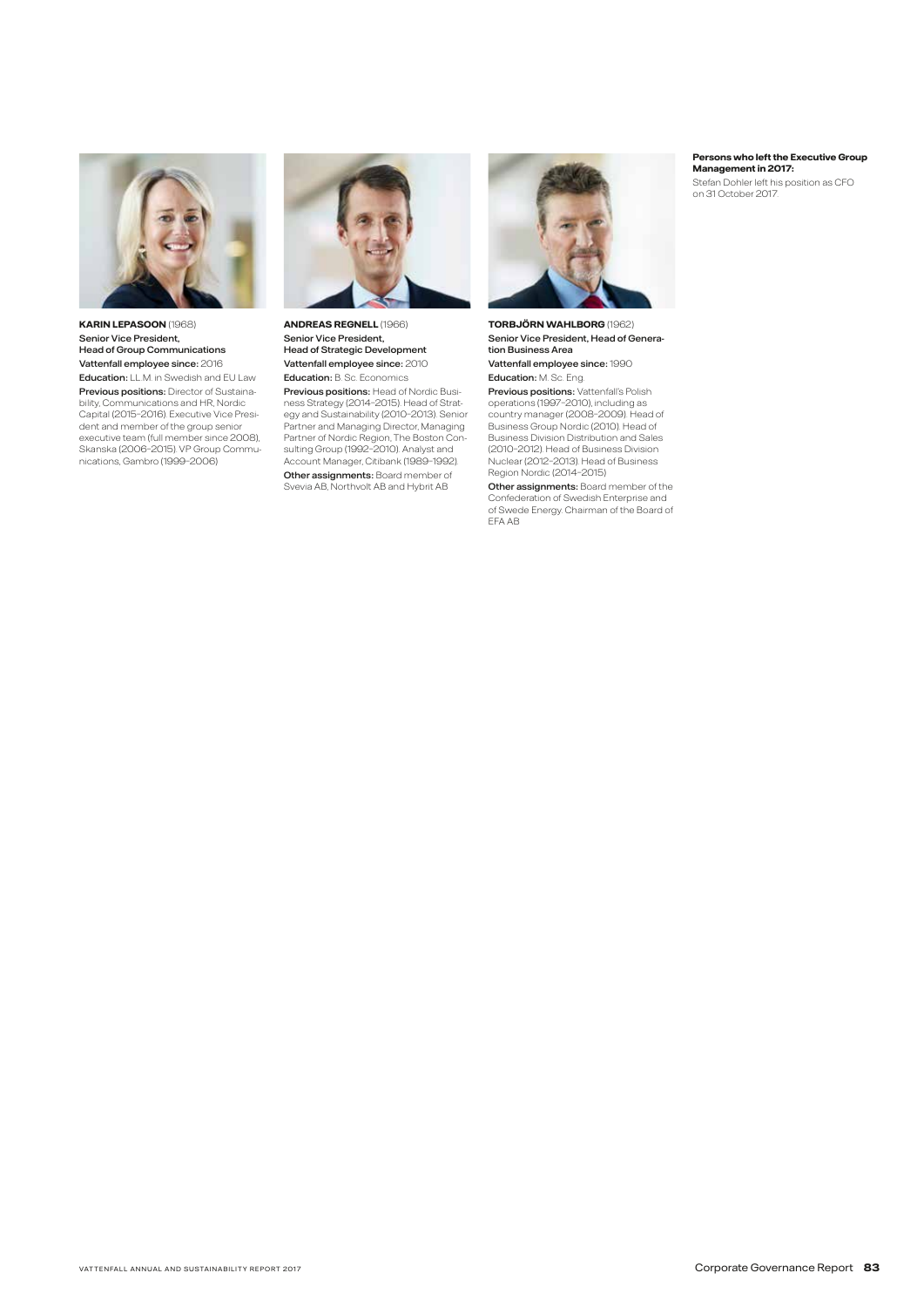**KARIN LEPASOON** (1968)
Senior Vice President,
Head of Group Communications
**Vattenfall employee since:** 2016
**Education:** LL.M. in Swedish and EU Law
**Previous positions:** Director of Sustainability, Communications and HR, Nordic Capital (2015–2016). Executive Vice President and member of the group senior executive team (full member since 2008), Skanska (2006–2015). VP Group Communications, Gambro (1999–2006)

**ANDREAS REGNELL** (1966)
Senior Vice President,
Head of Strategic Development
**Vattenfall employee since:** 2010
**Education:** B. Sc. Economics
**Previous positions:** Head of Nordic Business Strategy (2014–2015). Head of Strategy and Sustainability (2010–2013). Senior Partner and Managing Director, Managing Partner of Nordic Region, The Boston Consulting Group (1992–2010). Analyst and Account Manager, Citibank (1989–1992).
**Other assignments:** Board member of Svevia AB, Northvolt AB and Hybrit AB

**TORBJÖRN WAHLBORG** (1962)
Senior Vice President, Head of Generation Business Area
**Vattenfall employee since:** 1990
**Education:** M. Sc. Eng.
**Previous positions:** Vattenfall's Polish operations (1997–2010), including as country manager (2008–2009). Head of Business Group Nordic (2010). Head of Business Division Distribution and Sales (2010–2012). Head of Business Division Nuclear (2012–2013). Head of Business Region Nordic (2014–2015)
**Other assignments:** Board member of the Confederation of Swedish Enterprise and of Swede Energy. Chairman of the Board of EFA AB

**Persons who left the Executive Group Management in 2017:**
Stefan Dohler left his position as CFO on 31 October 2017.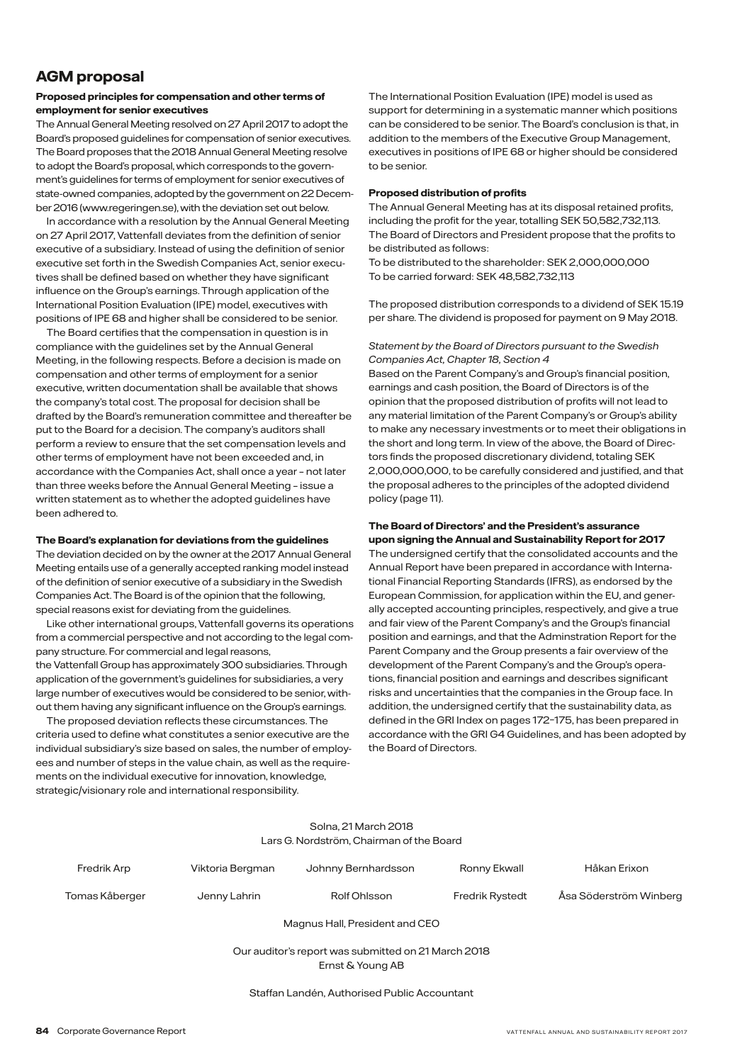# AGM proposal

### Proposed principles for compensation and other terms of employment for senior executives

The Annual General Meeting resolved on 27 April 2017 to adopt the Board's proposed guidelines for compensation of senior executives. The Board proposes that the 2018 Annual General Meeting resolve to adopt the Board's proposal, which corresponds to the government's guidelines for terms of employment for senior executives of state-owned companies, adopted by the government on 22 December 2016 (www.regeringen.se), with the deviation set out below.

In accordance with a resolution by the Annual General Meeting on 27 April 2017, Vattenfall deviates from the definition of senior executive of a subsidiary. Instead of using the definition of senior executive set forth in the Swedish Companies Act, senior executives shall be defined based on whether they have significant influence on the Group's earnings. Through application of the International Position Evaluation (IPE) model, executives with positions of IPE 68 and higher shall be considered to be senior.

The Board certifies that the compensation in question is in compliance with the guidelines set by the Annual General Meeting, in the following respects. Before a decision is made on compensation and other terms of employment for a senior executive, written documentation shall be available that shows the company's total cost. The proposal for decision shall be drafted by the Board's remuneration committee and thereafter be put to the Board for a decision. The company's auditors shall perform a review to ensure that the set compensation levels and other terms of employment have not been exceeded and, in accordance with the Companies Act, shall once a year – not later than three weeks before the Annual General Meeting – issue a written statement as to whether the adopted guidelines have been adhered to.

### The Board's explanation for deviations from the guidelines

The deviation decided on by the owner at the 2017 Annual General Meeting entails use of a generally accepted ranking model instead of the definition of senior executive of a subsidiary in the Swedish Companies Act. The Board is of the opinion that the following, special reasons exist for deviating from the guidelines.

Like other international groups, Vattenfall governs its operations from a commercial perspective and not according to the legal company structure. For commercial and legal reasons, the Vattenfall Group has approximately 300 subsidiaries. Through application of the government's guidelines for subsidiaries, a very large number of executives would be considered to be senior, without them having any significant influence on the Group's earnings.

The proposed deviation reflects these circumstances. The criteria used to define what constitutes a senior executive are the individual subsidiary's size based on sales, the number of employees and number of steps in the value chain, as well as the requirements on the individual executive for innovation, knowledge, strategic/visionary role and international responsibility.

The International Position Evaluation (IPE) model is used as support for determining in a systematic manner which positions can be considered to be senior. The Board's conclusion is that, in addition to the members of the Executive Group Management, executives in positions of IPE 68 or higher should be considered to be senior.

### Proposed distribution of profits

The Annual General Meeting has at its disposal retained profits, including the profit for the year, totalling SEK 50,582,732,113. The Board of Directors and President propose that the profits to be distributed as follows:

To be distributed to the shareholder: SEK 2,000,000,000
To be carried forward: SEK 48,582,732,113

The proposed distribution corresponds to a dividend of SEK 15.19 per share. The dividend is proposed for payment on 9 May 2018.

*Statement by the Board of Directors pursuant to the Swedish Companies Act, Chapter 18, Section 4*

Based on the Parent Company's and Group's financial position, earnings and cash position, the Board of Directors is of the opinion that the proposed distribution of profits will not lead to any material limitation of the Parent Company's or Group's ability to make any necessary investments or to meet their obligations in the short and long term. In view of the above, the Board of Directors finds the proposed discretionary dividend, totaling SEK 2,000,000,000, to be carefully considered and justified, and that the proposal adheres to the principles of the adopted dividend policy (page 11).

### The Board of Directors' and the President's assurance upon signing the Annual and Sustainability Report for 2017

The undersigned certify that the consolidated accounts and the Annual Report have been prepared in accordance with International Financial Reporting Standards (IFRS), as endorsed by the European Commission, for application within the EU, and generally accepted accounting principles, respectively, and give a true and fair view of the Parent Company's and the Group's financial position and earnings, and that the Adminstration Report for the Parent Company and the Group presents a fair overview of the development of the Parent Company's and the Group's operations, financial position and earnings and describes significant risks and uncertainties that the companies in the Group face. In addition, the undersigned certify that the sustainability data, as defined in the GRI Index on pages 172–175, has been prepared in accordance with the GRI G4 Guidelines, and has been adopted by the Board of Directors.

Solna, 21 March 2018
Lars G. Nordström, Chairman of the Board

Fredrik Arp — Viktoria Bergman — Johnny Bernhardsson — Ronny Ekwall — Håkan Erixon

Tomas Kåberger — Jenny Lahrin — Rolf Ohlsson — Fredrik Rystedt — Åsa Söderström Winberg

Magnus Hall, President and CEO

Our auditor's report was submitted on 21 March 2018
Ernst & Young AB

Staffan Landén, Authorised Public Accountant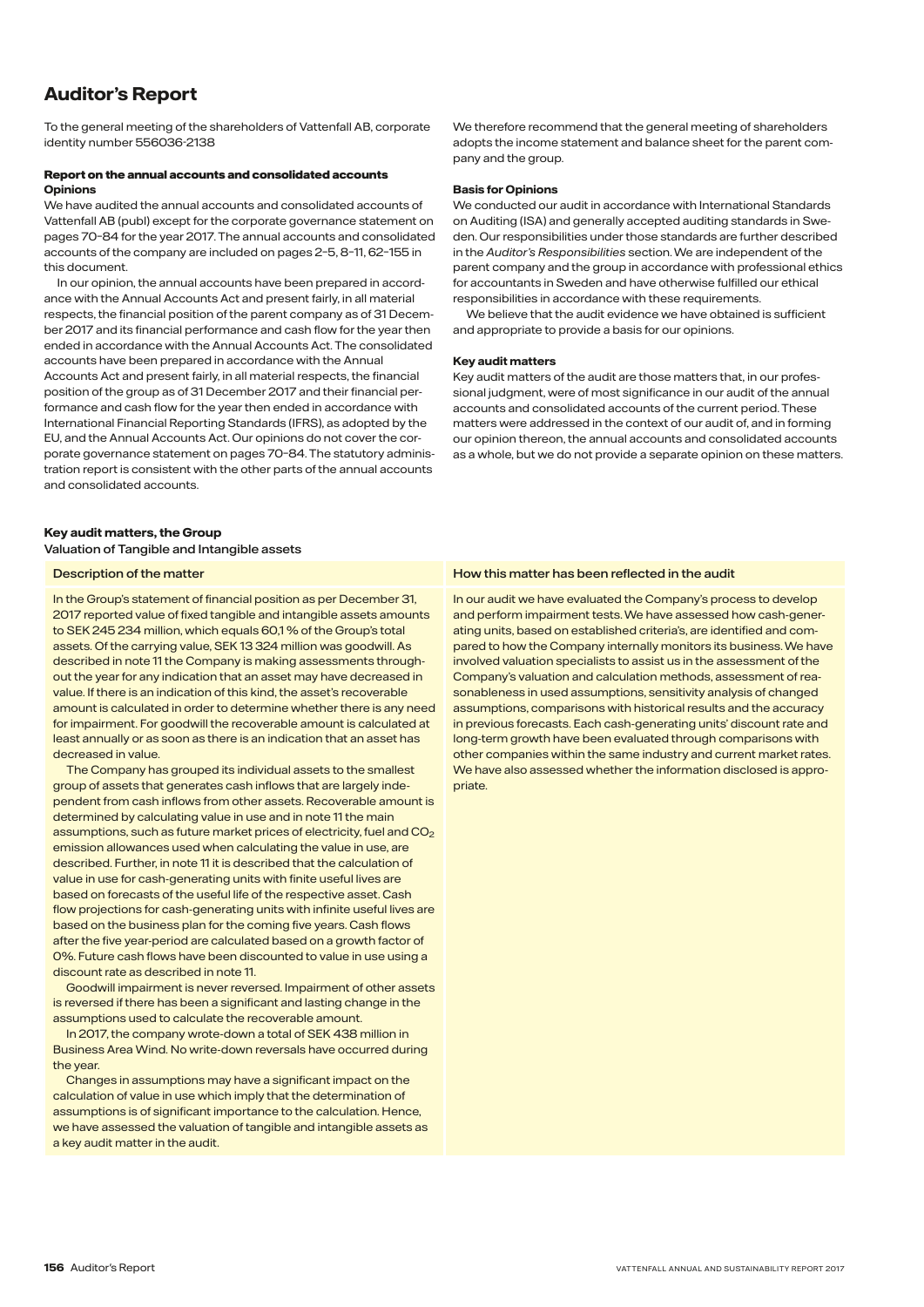# Auditor's Report

To the general meeting of the shareholders of Vattenfall AB, corporate identity number 556036-2138

#### Report on the annual accounts and consolidated accounts

#### Opinions

We have audited the annual accounts and consolidated accounts of Vattenfall AB (publ) except for the corporate governance statement on pages 70–84 for the year 2017. The annual accounts and consolidated accounts of the company are included on pages 2–5, 8–11, 62–155 in this document.

In our opinion, the annual accounts have been prepared in accordance with the Annual Accounts Act and present fairly, in all material respects, the financial position of the parent company as of 31 December 2017 and its financial performance and cash flow for the year then ended in accordance with the Annual Accounts Act. The consolidated accounts have been prepared in accordance with the Annual Accounts Act and present fairly, in all material respects, the financial position of the group as of 31 December 2017 and their financial performance and cash flow for the year then ended in accordance with International Financial Reporting Standards (IFRS), as adopted by the EU, and the Annual Accounts Act. Our opinions do not cover the corporate governance statement on pages 70–84. The statutory administration report is consistent with the other parts of the annual accounts and consolidated accounts.

We therefore recommend that the general meeting of shareholders adopts the income statement and balance sheet for the parent company and the group.

#### Basis for Opinions

We conducted our audit in accordance with International Standards on Auditing (ISA) and generally accepted auditing standards in Sweden. Our responsibilities under those standards are further described in the *Auditor's Responsibilities* section. We are independent of the parent company and the group in accordance with professional ethics for accountants in Sweden and have otherwise fulfilled our ethical responsibilities in accordance with these requirements.

We believe that the audit evidence we have obtained is sufficient and appropriate to provide a basis for our opinions.

#### Key audit matters

Key audit matters of the audit are those matters that, in our professional judgment, were of most significance in our audit of the annual accounts and consolidated accounts of the current period. These matters were addressed in the context of our audit of, and in forming our opinion thereon, the annual accounts and consolidated accounts as a whole, but we do not provide a separate opinion on these matters.

#### Key audit matters, the Group

Valuation of Tangible and Intangible assets

| Description of the matter | How this matter has been reflected in the audit |
| --- | --- |
| In the Group's statement of financial position as per December 31, 2017 reported value of fixed tangible and intangible assets amounts to SEK 245 234 million, which equals 60,1 % of the Group's total assets. Of the carrying value, SEK 13 324 million was goodwill. As described in note 11 the Company is making assessments throughout the year for any indication that an asset may have decreased in value. If there is an indication of this kind, the asset's recoverable amount is calculated in order to determine whether there is any need for impairment. For goodwill the recoverable amount is calculated at least annually or as soon as there is an indication that an asset has decreased in value.<br><br>The Company has grouped its individual assets to the smallest group of assets that generates cash inflows that are largely independent from cash inflows from other assets. Recoverable amount is determined by calculating value in use and in note 11 the main assumptions, such as future market prices of electricity, fuel and $CO_2$ emission allowances used when calculating the value in use, are described. Further, in note 11 it is described that the calculation of value in use for cash-generating units with finite useful lives are based on forecasts of the useful life of the respective asset. Cash flow projections for cash-generating units with infinite useful lives are based on the business plan for the coming five years. Cash flows after the five year-period are calculated based on a growth factor of 0%. Future cash flows have been discounted to value in use using a discount rate as described in note 11.<br><br>Goodwill impairment is never reversed. Impairment of other assets is reversed if there has been a significant and lasting change in the assumptions used to calculate the recoverable amount.<br><br>In 2017, the company wrote-down a total of SEK 438 million in Business Area Wind. No write-down reversals have occurred during the year.<br><br>Changes in assumptions may have a significant impact on the calculation of value in use which imply that the determination of assumptions is of significant importance to the calculation. Hence, we have assessed the valuation of tangible and intangible assets as a key audit matter in the audit. | In our audit we have evaluated the Company's process to develop and perform impairment tests. We have assessed how cash-generating units, based on established criteria's, are identified and compared to how the Company internally monitors its business. We have involved valuation specialists to assist us in the assessment of the Company's valuation and calculation methods, assessment of reasonableness in used assumptions, sensitivity analysis of changed assumptions, comparisons with historical results and the accuracy in previous forecasts. Each cash-generating units' discount rate and long-term growth have been evaluated through comparisons with other companies within the same industry and current market rates. We have also assessed whether the information disclosed is appropriate. |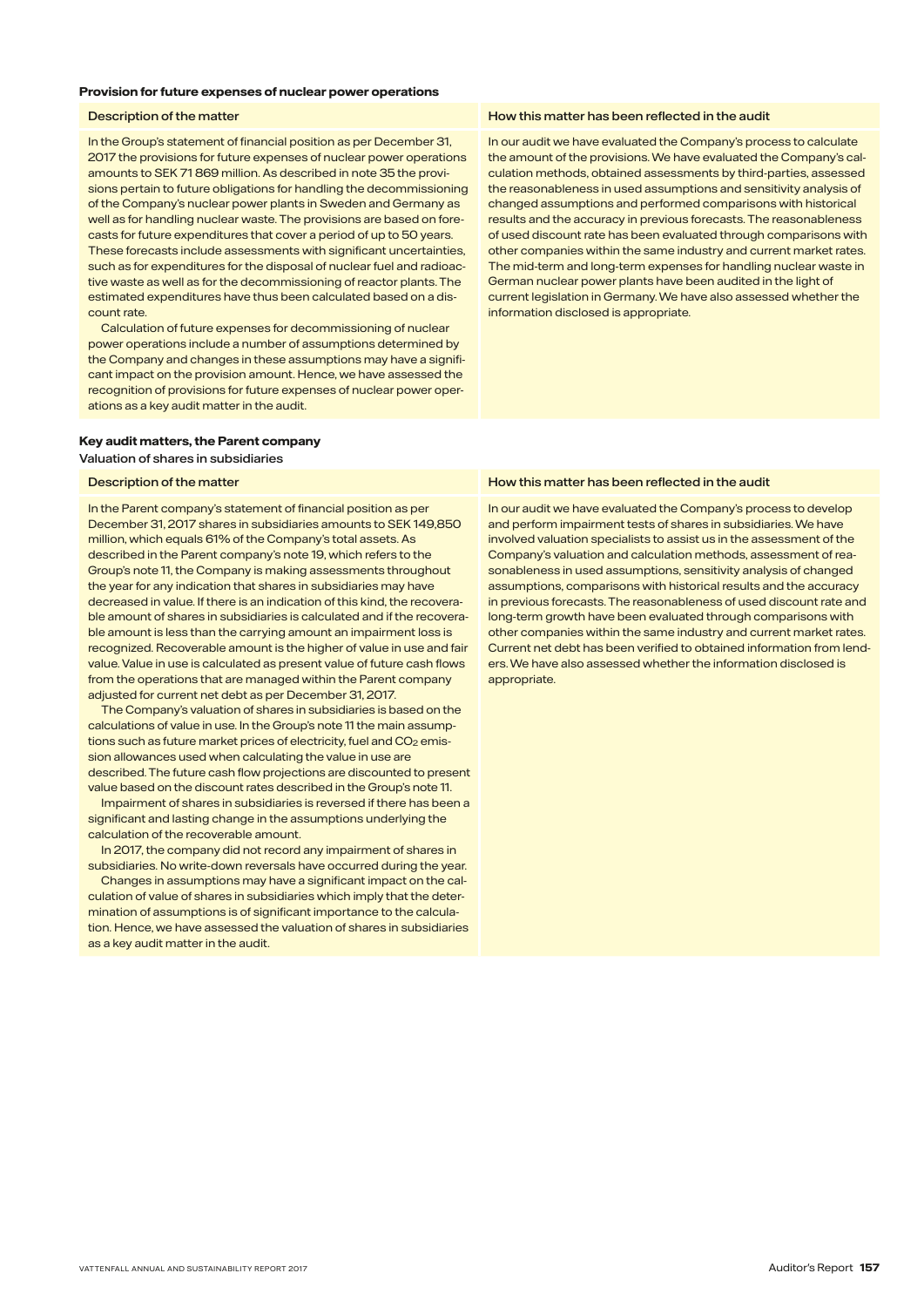### Provision for future expenses of nuclear power operations

| Description of the matter | How this matter has been reflected in the audit |
| --- | --- |
| In the Group's statement of financial position as per December 31, 2017 the provisions for future expenses of nuclear power operations amounts to SEK 71 869 million. As described in note 35 the provisions pertain to future obligations for handling the decommissioning of the Company's nuclear power plants in Sweden and Germany as well as for handling nuclear waste. The provisions are based on forecasts for future expenditures that cover a period of up to 50 years. These forecasts include assessments with significant uncertainties, such as for expenditures for the disposal of nuclear fuel and radioactive waste as well as for the decommissioning of reactor plants. The estimated expenditures have thus been calculated based on a discount rate.<br><br>Calculation of future expenses for decommissioning of nuclear power operations include a number of assumptions determined by the Company and changes in these assumptions may have a significant impact on the provision amount. Hence, we have assessed the recognition of provisions for future expenses of nuclear power operations as a key audit matter in the audit. | In our audit we have evaluated the Company's process to calculate the amount of the provisions. We have evaluated the Company's calculation methods, obtained assessments by third-parties, assessed the reasonableness in used assumptions and sensitivity analysis of changed assumptions and performed comparisons with historical results and the accuracy in previous forecasts. The reasonableness of used discount rate has been evaluated through comparisons with other companies within the same industry and current market rates. The mid-term and long-term expenses for handling nuclear waste in German nuclear power plants have been audited in the light of current legislation in Germany. We have also assessed whether the information disclosed is appropriate. |

### Key audit matters, the Parent company

Valuation of shares in subsidiaries

| Description of the matter | How this matter has been reflected in the audit |
| --- | --- |
| In the Parent company's statement of financial position as per December 31, 2017 shares in subsidiaries amounts to SEK 149,850 million, which equals 61% of the Company's total assets. As described in the Parent company's note 19, which refers to the Group's note 11, the Company is making assessments throughout the year for any indication that shares in subsidiaries may have decreased in value. If there is an indication of this kind, the recoverable amount of shares in subsidiaries is calculated and if the recoverable amount is less than the carrying amount an impairment loss is recognized. Recoverable amount is the higher of value in use and fair value. Value in use is calculated as present value of future cash flows from the operations that are managed within the Parent company adjusted for current net debt as per December 31, 2017.<br><br>The Company's valuation of shares in subsidiaries is based on the calculations of value in use. In the Group's note 11 the main assumptions such as future market prices of electricity, fuel and $CO_2$ emission allowances used when calculating the value in use are described. The future cash flow projections are discounted to present value based on the discount rates described in the Group's note 11.<br><br>Impairment of shares in subsidiaries is reversed if there has been a significant and lasting change in the assumptions underlying the calculation of the recoverable amount.<br><br>In 2017, the company did not record any impairment of shares in subsidiaries. No write-down reversals have occurred during the year.<br><br>Changes in assumptions may have a significant impact on the calculation of value of shares in subsidiaries which imply that the determination of assumptions is of significant importance to the calculation. Hence, we have assessed the valuation of shares in subsidiaries as a key audit matter in the audit. | In our audit we have evaluated the Company's process to develop and perform impairment tests of shares in subsidiaries. We have involved valuation specialists to assist us in the assessment of the Company's valuation and calculation methods, assessment of reasonableness in used assumptions, sensitivity analysis of changed assumptions, comparisons with historical results and the accuracy in previous forecasts. The reasonableness of used discount rate and long-term growth have been evaluated through comparisons with other companies within the same industry and current market rates. Current net debt has been verified to obtained information from lenders. We have also assessed whether the information disclosed is appropriate. |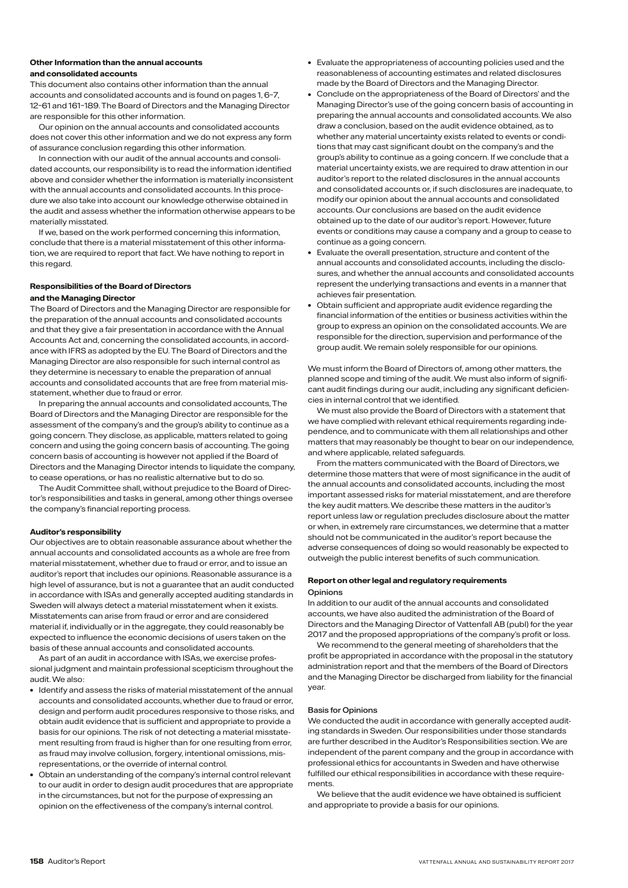### Other Information than the annual accounts and consolidated accounts

This document also contains other information than the annual accounts and consolidated accounts and is found on pages 1, 6–7, 12–61 and 161–189. The Board of Directors and the Managing Director are responsible for this other information.

Our opinion on the annual accounts and consolidated accounts does not cover this other information and we do not express any form of assurance conclusion regarding this other information.

In connection with our audit of the annual accounts and consolidated accounts, our responsibility is to read the information identified above and consider whether the information is materially inconsistent with the annual accounts and consolidated accounts. In this procedure we also take into account our knowledge otherwise obtained in the audit and assess whether the information otherwise appears to be materially misstated.

If we, based on the work performed concerning this information, conclude that there is a material misstatement of this other information, we are required to report that fact. We have nothing to report in this regard.

### Responsibilities of the Board of Directors and the Managing Director

The Board of Directors and the Managing Director are responsible for the preparation of the annual accounts and consolidated accounts and that they give a fair presentation in accordance with the Annual Accounts Act and, concerning the consolidated accounts, in accordance with IFRS as adopted by the EU. The Board of Directors and the Managing Director are also responsible for such internal control as they determine is necessary to enable the preparation of annual accounts and consolidated accounts that are free from material misstatement, whether due to fraud or error.

In preparing the annual accounts and consolidated accounts, The Board of Directors and the Managing Director are responsible for the assessment of the company's and the group's ability to continue as a going concern. They disclose, as applicable, matters related to going concern and using the going concern basis of accounting. The going concern basis of accounting is however not applied if the Board of Directors and the Managing Director intends to liquidate the company, to cease operations, or has no realistic alternative but to do so.

The Audit Committee shall, without prejudice to the Board of Director's responsibilities and tasks in general, among other things oversee the company's financial reporting process.

### Auditor's responsibility

Our objectives are to obtain reasonable assurance about whether the annual accounts and consolidated accounts as a whole are free from material misstatement, whether due to fraud or error, and to issue an auditor's report that includes our opinions. Reasonable assurance is a high level of assurance, but is not a guarantee that an audit conducted in accordance with ISAs and generally accepted auditing standards in Sweden will always detect a material misstatement when it exists. Misstatements can arise from fraud or error and are considered material if, individually or in the aggregate, they could reasonably be expected to influence the economic decisions of users taken on the basis of these annual accounts and consolidated accounts.

As part of an audit in accordance with ISAs, we exercise professional judgment and maintain professional scepticism throughout the audit. We also:

- Identify and assess the risks of material misstatement of the annual accounts and consolidated accounts, whether due to fraud or error, design and perform audit procedures responsive to those risks, and obtain audit evidence that is sufficient and appropriate to provide a basis for our opinions. The risk of not detecting a material misstatement resulting from fraud is higher than for one resulting from error, as fraud may involve collusion, forgery, intentional omissions, misrepresentations, or the override of internal control.
- Obtain an understanding of the company's internal control relevant to our audit in order to design audit procedures that are appropriate in the circumstances, but not for the purpose of expressing an opinion on the effectiveness of the company's internal control.
- Evaluate the appropriateness of accounting policies used and the reasonableness of accounting estimates and related disclosures made by the Board of Directors and the Managing Director.
- Conclude on the appropriateness of the Board of Directors' and the Managing Director's use of the going concern basis of accounting in preparing the annual accounts and consolidated accounts. We also draw a conclusion, based on the audit evidence obtained, as to whether any material uncertainty exists related to events or conditions that may cast significant doubt on the company's and the group's ability to continue as a going concern. If we conclude that a material uncertainty exists, we are required to draw attention in our auditor's report to the related disclosures in the annual accounts and consolidated accounts or, if such disclosures are inadequate, to modify our opinion about the annual accounts and consolidated accounts. Our conclusions are based on the audit evidence obtained up to the date of our auditor's report. However, future events or conditions may cause a company and a group to cease to continue as a going concern.
- Evaluate the overall presentation, structure and content of the annual accounts and consolidated accounts, including the disclosures, and whether the annual accounts and consolidated accounts represent the underlying transactions and events in a manner that achieves fair presentation.
- Obtain sufficient and appropriate audit evidence regarding the financial information of the entities or business activities within the group to express an opinion on the consolidated accounts. We are responsible for the direction, supervision and performance of the group audit. We remain solely responsible for our opinions.

We must inform the Board of Directors of, among other matters, the planned scope and timing of the audit. We must also inform of significant audit findings during our audit, including any significant deficiencies in internal control that we identified.

We must also provide the Board of Directors with a statement that we have complied with relevant ethical requirements regarding independence, and to communicate with them all relationships and other matters that may reasonably be thought to bear on our independence, and where applicable, related safeguards.

From the matters communicated with the Board of Directors, we determine those matters that were of most significance in the audit of the annual accounts and consolidated accounts, including the most important assessed risks for material misstatement, and are therefore the key audit matters. We describe these matters in the auditor's report unless law or regulation precludes disclosure about the matter or when, in extremely rare circumstances, we determine that a matter should not be communicated in the auditor's report because the adverse consequences of doing so would reasonably be expected to outweigh the public interest benefits of such communication.

### Report on other legal and regulatory requirements

#### Opinions

In addition to our audit of the annual accounts and consolidated accounts, we have also audited the administration of the Board of Directors and the Managing Director of Vattenfall AB (publ) for the year 2017 and the proposed appropriations of the company's profit or loss.

We recommend to the general meeting of shareholders that the profit be appropriated in accordance with the proposal in the statutory administration report and that the members of the Board of Directors and the Managing Director be discharged from liability for the financial year.

#### Basis for Opinions

We conducted the audit in accordance with generally accepted auditing standards in Sweden. Our responsibilities under those standards are further described in the Auditor's Responsibilities section. We are independent of the parent company and the group in accordance with professional ethics for accountants in Sweden and have otherwise fulfilled our ethical responsibilities in accordance with these requirements.

We believe that the audit evidence we have obtained is sufficient and appropriate to provide a basis for our opinions.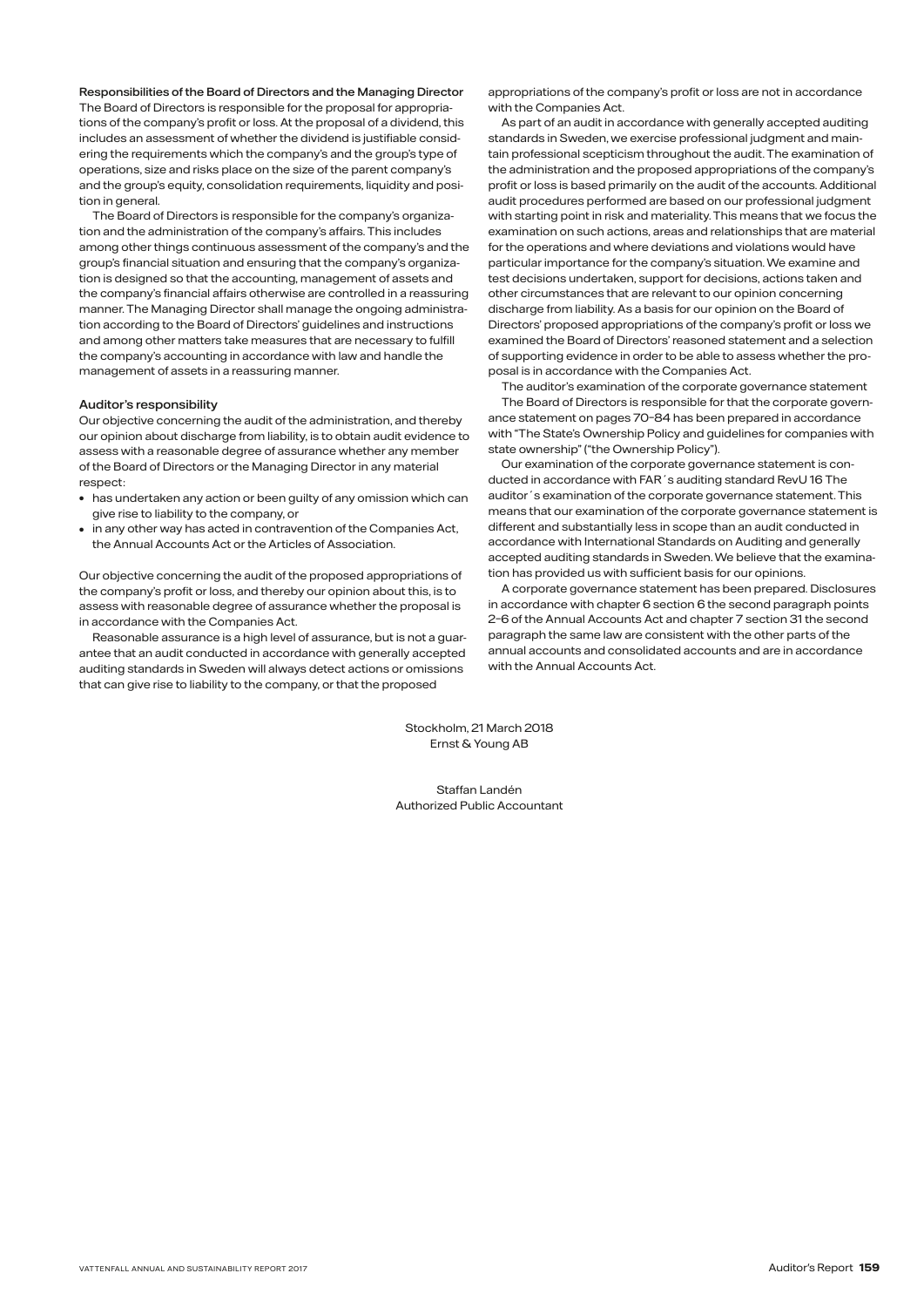### Responsibilities of the Board of Directors and the Managing Director

The Board of Directors is responsible for the proposal for appropriations of the company's profit or loss. At the proposal of a dividend, this includes an assessment of whether the dividend is justifiable considering the requirements which the company's and the group's type of operations, size and risks place on the size of the parent company's and the group's equity, consolidation requirements, liquidity and position in general.

The Board of Directors is responsible for the company's organization and the administration of the company's affairs. This includes among other things continuous assessment of the company's and the group's financial situation and ensuring that the company's organization is designed so that the accounting, management of assets and the company's financial affairs otherwise are controlled in a reassuring manner. The Managing Director shall manage the ongoing administration according to the Board of Directors' guidelines and instructions and among other matters take measures that are necessary to fulfill the company's accounting in accordance with law and handle the management of assets in a reassuring manner.

### Auditor's responsibility

Our objective concerning the audit of the administration, and thereby our opinion about discharge from liability, is to obtain audit evidence to assess with a reasonable degree of assurance whether any member of the Board of Directors or the Managing Director in any material respect:

- has undertaken any action or been guilty of any omission which can give rise to liability to the company, or
- in any other way has acted in contravention of the Companies Act, the Annual Accounts Act or the Articles of Association.

Our objective concerning the audit of the proposed appropriations of the company's profit or loss, and thereby our opinion about this, is to assess with reasonable degree of assurance whether the proposal is in accordance with the Companies Act.

Reasonable assurance is a high level of assurance, but is not a guarantee that an audit conducted in accordance with generally accepted auditing standards in Sweden will always detect actions or omissions that can give rise to liability to the company, or that the proposed appropriations of the company's profit or loss are not in accordance with the Companies Act.

As part of an audit in accordance with generally accepted auditing standards in Sweden, we exercise professional judgment and maintain professional scepticism throughout the audit. The examination of the administration and the proposed appropriations of the company's profit or loss is based primarily on the audit of the accounts. Additional audit procedures performed are based on our professional judgment with starting point in risk and materiality. This means that we focus the examination on such actions, areas and relationships that are material for the operations and where deviations and violations would have particular importance for the company's situation. We examine and test decisions undertaken, support for decisions, actions taken and other circumstances that are relevant to our opinion concerning discharge from liability. As a basis for our opinion on the Board of Directors' proposed appropriations of the company's profit or loss we examined the Board of Directors' reasoned statement and a selection of supporting evidence in order to be able to assess whether the proposal is in accordance with the Companies Act.

The auditor's examination of the corporate governance statement

The Board of Directors is responsible for that the corporate governance statement on pages 70–84 has been prepared in accordance with "The State's Ownership Policy and guidelines for companies with state ownership" ("the Ownership Policy").

Our examination of the corporate governance statement is conducted in accordance with FAR´s auditing standard RevU 16 The auditor´s examination of the corporate governance statement. This means that our examination of the corporate governance statement is different and substantially less in scope than an audit conducted in accordance with International Standards on Auditing and generally accepted auditing standards in Sweden. We believe that the examination has provided us with sufficient basis for our opinions.

A corporate governance statement has been prepared. Disclosures in accordance with chapter 6 section 6 the second paragraph points 2–6 of the Annual Accounts Act and chapter 7 section 31 the second paragraph the same law are consistent with the other parts of the annual accounts and consolidated accounts and are in accordance with the Annual Accounts Act.

Stockholm, 21 March 2018
Ernst & Young AB

Staffan Landén
Authorized Public Accountant